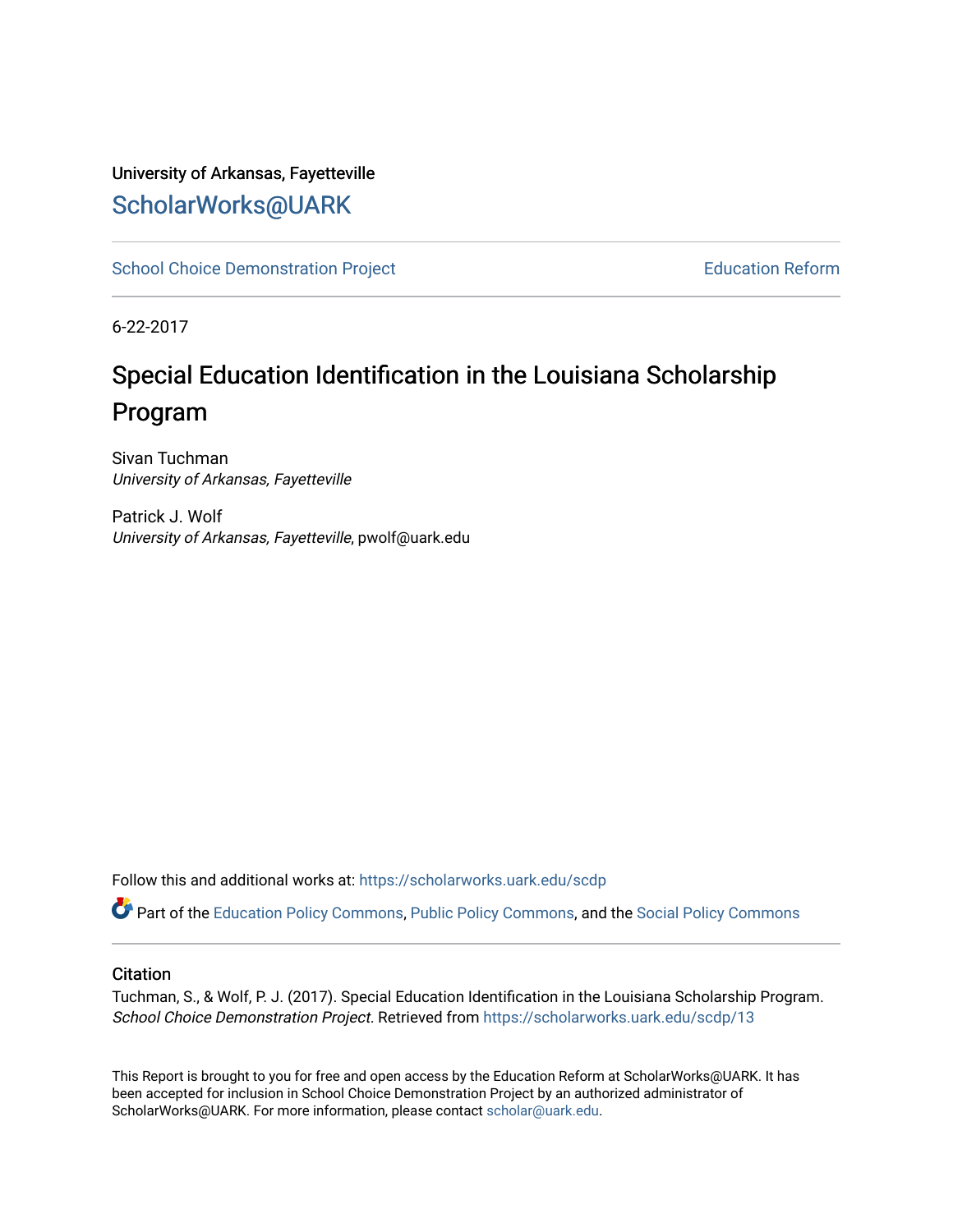University of Arkansas, Fayetteville

ScholarWorks@UARK

School Choice Demonstration Project

Education Reform

6-22-2017

# Special Education Identification in the Louisiana Scholarship Program

Sivan Tuchman
*University of Arkansas, Fayetteville*

Patrick J. Wolf
*University of Arkansas, Fayetteville*, pwolf@uark.edu

Follow this and additional works at: https://scholarworks.uark.edu/scdp

Part of the Education Policy Commons, Public Policy Commons, and the Social Policy Commons

## Citation

Tuchman, S., & Wolf, P. J. (2017). Special Education Identification in the Louisiana Scholarship Program. *School Choice Demonstration Project*. Retrieved from https://scholarworks.uark.edu/scdp/13

This Report is brought to you for free and open access by the Education Reform at ScholarWorks@UARK. It has been accepted for inclusion in School Choice Demonstration Project by an authorized administrator of ScholarWorks@UARK. For more information, please contact scholar@uark.edu.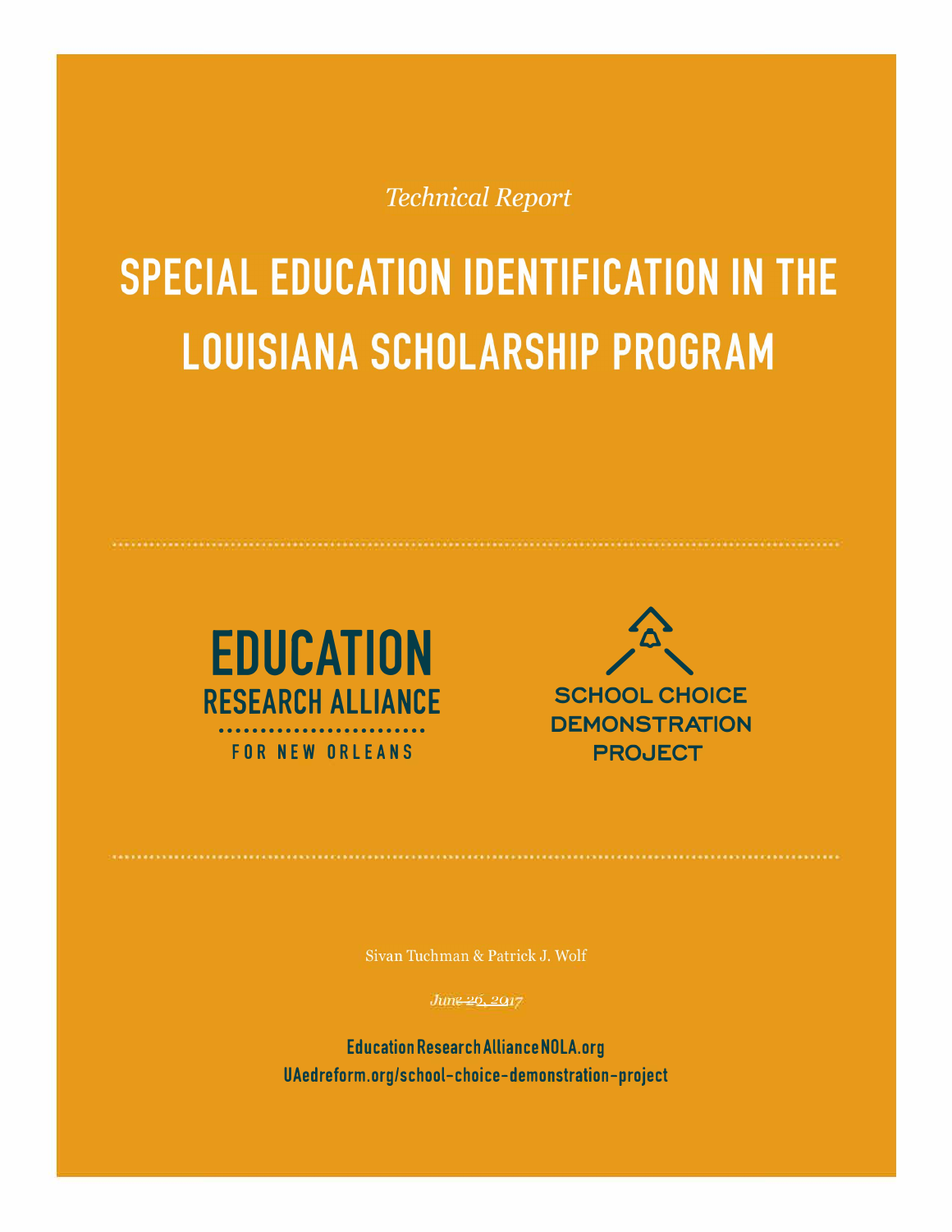*Technical Report*

# SPECIAL EDUCATION IDENTIFICATION IN THE LOUISIANA SCHOLARSHIP PROGRAM

EDUCATION RESEARCH ALLIANCE FOR NEW ORLEANS

SCHOOL CHOICE DEMONSTRATION PROJECT

Sivan Tuchman & Patrick J. Wolf

*June 26, 2017*

EducationResearchAllianceNOLA.org
UAedreform.org/school-choice-demonstration-project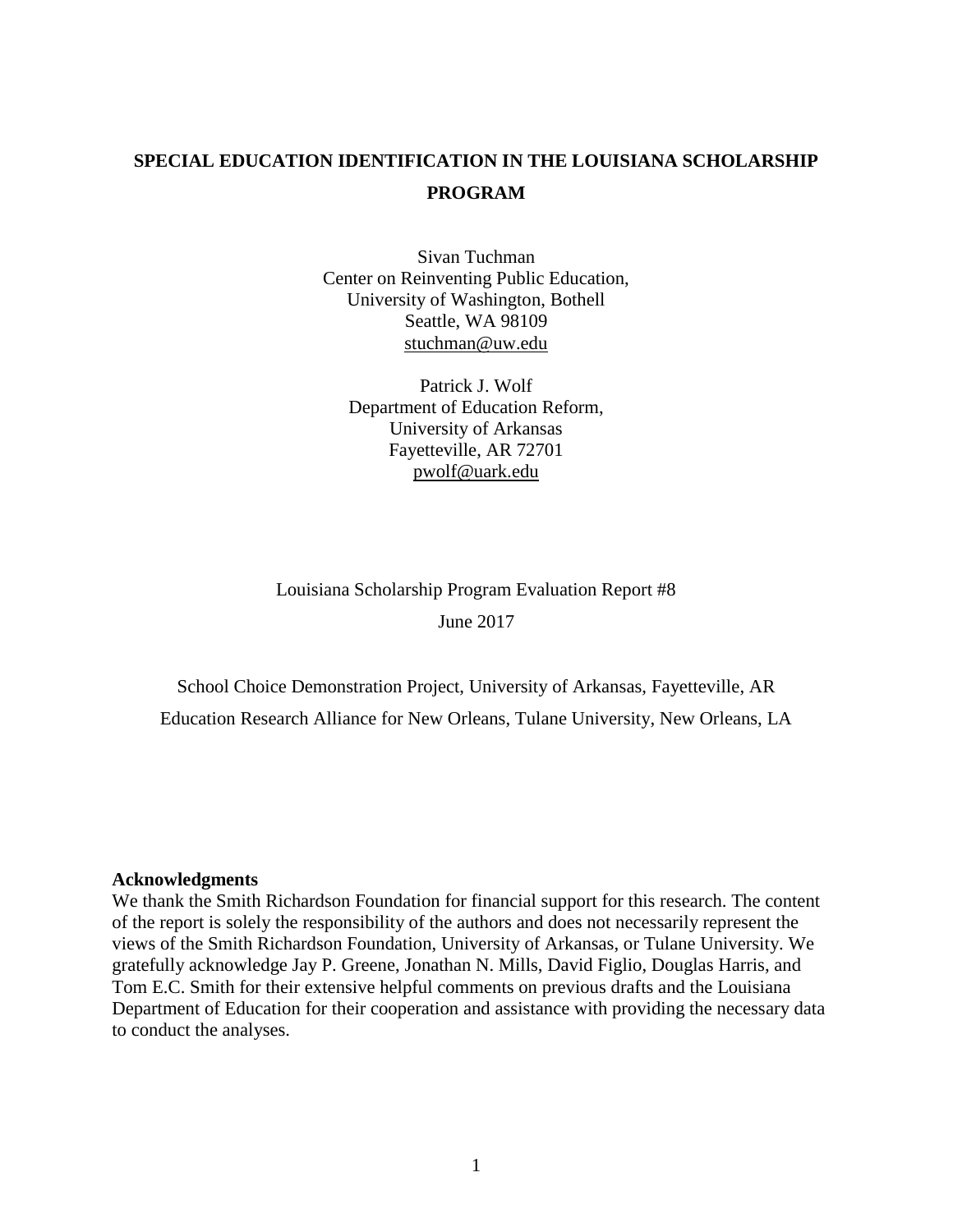# SPECIAL EDUCATION IDENTIFICATION IN THE LOUISIANA SCHOLARSHIP PROGRAM

Sivan Tuchman
Center on Reinventing Public Education,
University of Washington, Bothell
Seattle, WA 98109
stuchman@uw.edu

Patrick J. Wolf
Department of Education Reform,
University of Arkansas
Fayetteville, AR 72701
pwolf@uark.edu

Louisiana Scholarship Program Evaluation Report #8

June 2017

School Choice Demonstration Project, University of Arkansas, Fayetteville, AR

Education Research Alliance for New Orleans, Tulane University, New Orleans, LA

**Acknowledgments**

We thank the Smith Richardson Foundation for financial support for this research. The content of the report is solely the responsibility of the authors and does not necessarily represent the views of the Smith Richardson Foundation, University of Arkansas, or Tulane University. We gratefully acknowledge Jay P. Greene, Jonathan N. Mills, David Figlio, Douglas Harris, and Tom E.C. Smith for their extensive helpful comments on previous drafts and the Louisiana Department of Education for their cooperation and assistance with providing the necessary data to conduct the analyses.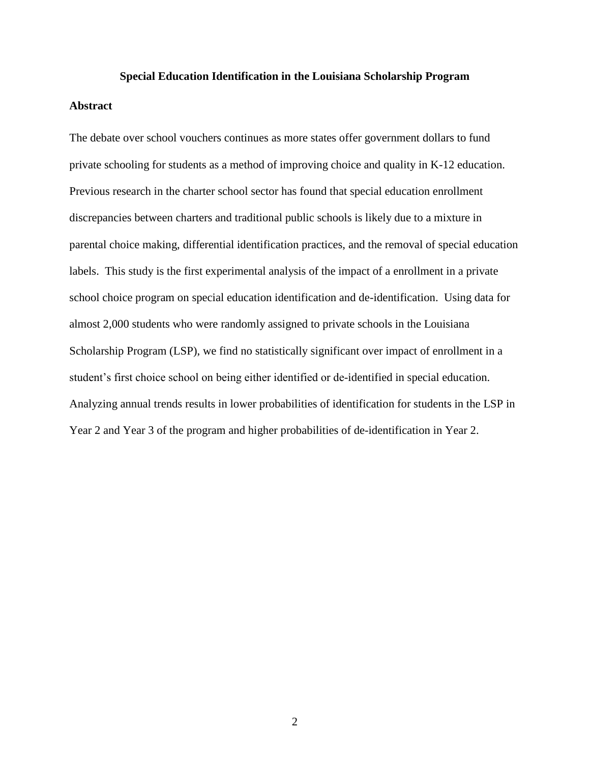**Special Education Identification in the Louisiana Scholarship Program**

**Abstract**

The debate over school vouchers continues as more states offer government dollars to fund private schooling for students as a method of improving choice and quality in K-12 education. Previous research in the charter school sector has found that special education enrollment discrepancies between charters and traditional public schools is likely due to a mixture in parental choice making, differential identification practices, and the removal of special education labels. This study is the first experimental analysis of the impact of a enrollment in a private school choice program on special education identification and de-identification. Using data for almost 2,000 students who were randomly assigned to private schools in the Louisiana Scholarship Program (LSP), we find no statistically significant over impact of enrollment in a student's first choice school on being either identified or de-identified in special education. Analyzing annual trends results in lower probabilities of identification for students in the LSP in Year 2 and Year 3 of the program and higher probabilities of de-identification in Year 2.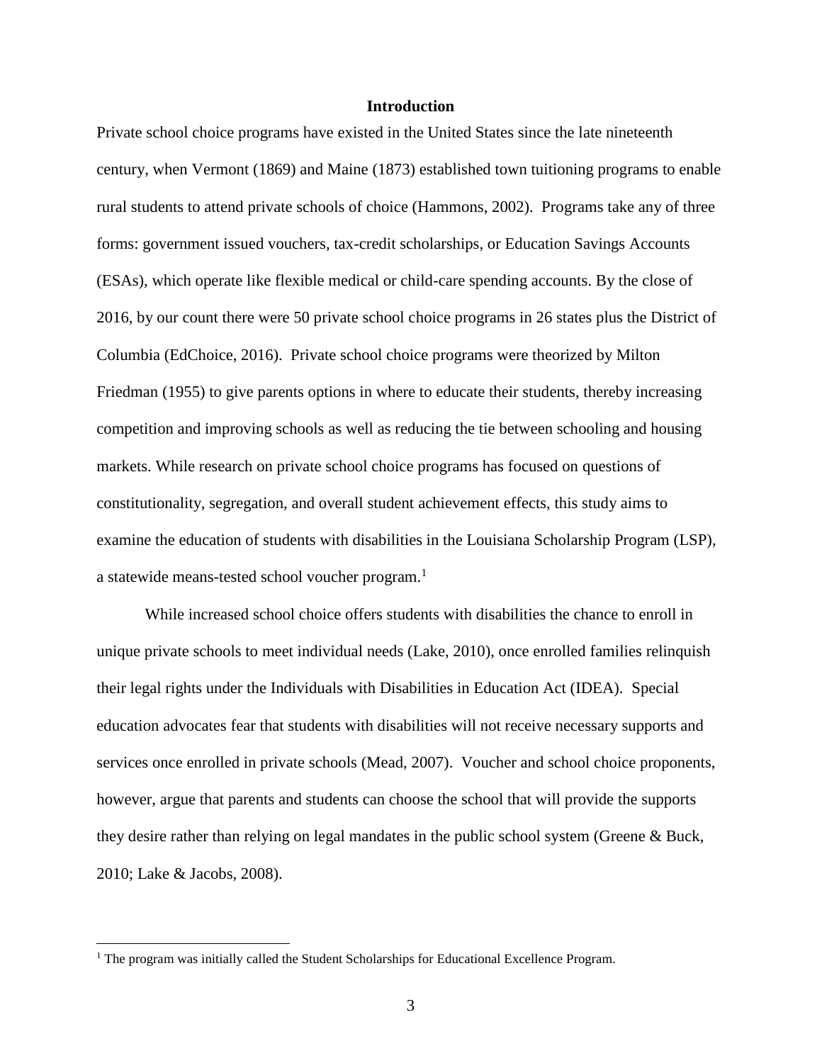## Introduction

Private school choice programs have existed in the United States since the late nineteenth century, when Vermont (1869) and Maine (1873) established town tuitioning programs to enable rural students to attend private schools of choice (Hammons, 2002). Programs take any of three forms: government issued vouchers, tax-credit scholarships, or Education Savings Accounts (ESAs), which operate like flexible medical or child-care spending accounts. By the close of 2016, by our count there were 50 private school choice programs in 26 states plus the District of Columbia (EdChoice, 2016). Private school choice programs were theorized by Milton Friedman (1955) to give parents options in where to educate their students, thereby increasing competition and improving schools as well as reducing the tie between schooling and housing markets. While research on private school choice programs has focused on questions of constitutionality, segregation, and overall student achievement effects, this study aims to examine the education of students with disabilities in the Louisiana Scholarship Program (LSP), a statewide means-tested school voucher program.[1]

While increased school choice offers students with disabilities the chance to enroll in unique private schools to meet individual needs (Lake, 2010), once enrolled families relinquish their legal rights under the Individuals with Disabilities in Education Act (IDEA). Special education advocates fear that students with disabilities will not receive necessary supports and services once enrolled in private schools (Mead, 2007). Voucher and school choice proponents, however, argue that parents and students can choose the school that will provide the supports they desire rather than relying on legal mandates in the public school system (Greene & Buck, 2010; Lake & Jacobs, 2008).

[1] The program was initially called the Student Scholarships for Educational Excellence Program.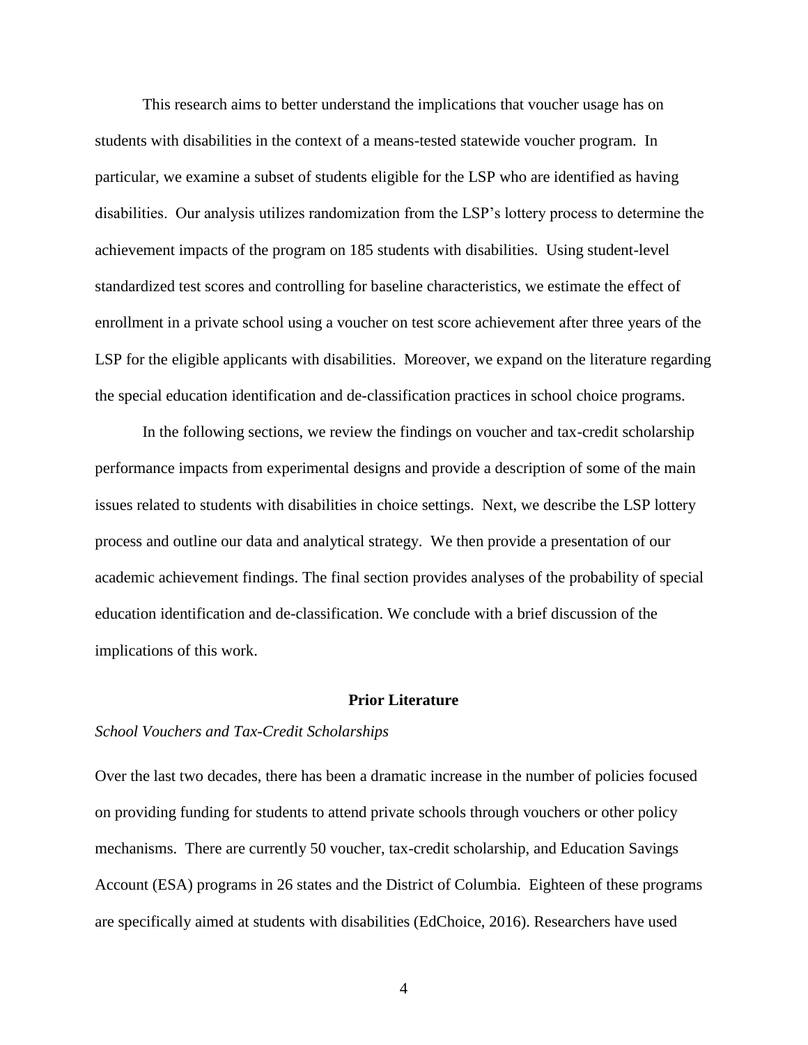This research aims to better understand the implications that voucher usage has on students with disabilities in the context of a means-tested statewide voucher program. In particular, we examine a subset of students eligible for the LSP who are identified as having disabilities. Our analysis utilizes randomization from the LSP's lottery process to determine the achievement impacts of the program on 185 students with disabilities. Using student-level standardized test scores and controlling for baseline characteristics, we estimate the effect of enrollment in a private school using a voucher on test score achievement after three years of the LSP for the eligible applicants with disabilities. Moreover, we expand on the literature regarding the special education identification and de-classification practices in school choice programs.

In the following sections, we review the findings on voucher and tax-credit scholarship performance impacts from experimental designs and provide a description of some of the main issues related to students with disabilities in choice settings. Next, we describe the LSP lottery process and outline our data and analytical strategy. We then provide a presentation of our academic achievement findings. The final section provides analyses of the probability of special education identification and de-classification. We conclude with a brief discussion of the implications of this work.

## Prior Literature

### *School Vouchers and Tax-Credit Scholarships*

Over the last two decades, there has been a dramatic increase in the number of policies focused on providing funding for students to attend private schools through vouchers or other policy mechanisms. There are currently 50 voucher, tax-credit scholarship, and Education Savings Account (ESA) programs in 26 states and the District of Columbia. Eighteen of these programs are specifically aimed at students with disabilities (EdChoice, 2016). Researchers have used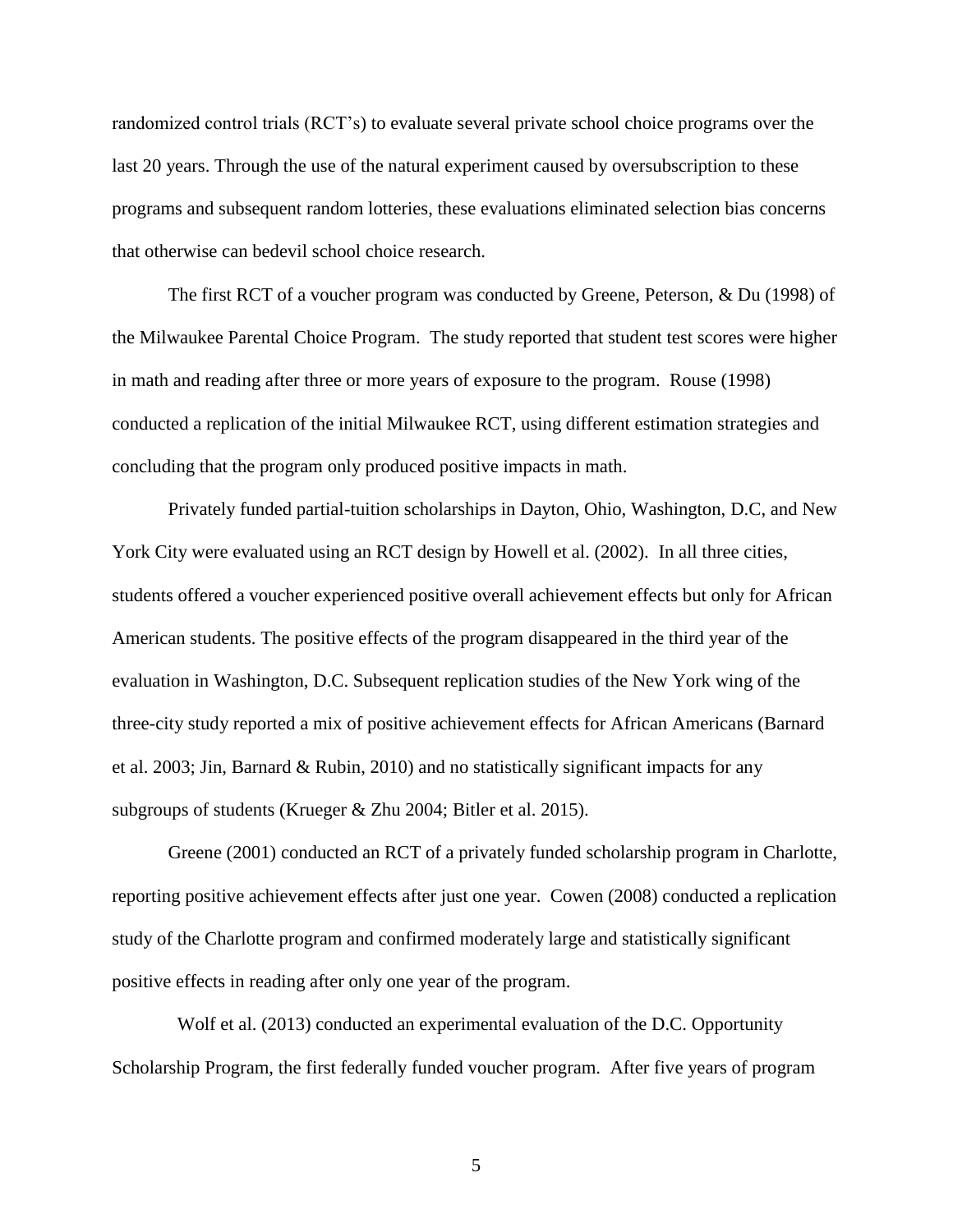randomized control trials (RCT's) to evaluate several private school choice programs over the last 20 years. Through the use of the natural experiment caused by oversubscription to these programs and subsequent random lotteries, these evaluations eliminated selection bias concerns that otherwise can bedevil school choice research.

The first RCT of a voucher program was conducted by Greene, Peterson, & Du (1998) of the Milwaukee Parental Choice Program. The study reported that student test scores were higher in math and reading after three or more years of exposure to the program. Rouse (1998) conducted a replication of the initial Milwaukee RCT, using different estimation strategies and concluding that the program only produced positive impacts in math.

Privately funded partial-tuition scholarships in Dayton, Ohio, Washington, D.C, and New York City were evaluated using an RCT design by Howell et al. (2002). In all three cities, students offered a voucher experienced positive overall achievement effects but only for African American students. The positive effects of the program disappeared in the third year of the evaluation in Washington, D.C. Subsequent replication studies of the New York wing of the three-city study reported a mix of positive achievement effects for African Americans (Barnard et al. 2003; Jin, Barnard & Rubin, 2010) and no statistically significant impacts for any subgroups of students (Krueger & Zhu 2004; Bitler et al. 2015).

Greene (2001) conducted an RCT of a privately funded scholarship program in Charlotte, reporting positive achievement effects after just one year. Cowen (2008) conducted a replication study of the Charlotte program and confirmed moderately large and statistically significant positive effects in reading after only one year of the program.

Wolf et al. (2013) conducted an experimental evaluation of the D.C. Opportunity Scholarship Program, the first federally funded voucher program. After five years of program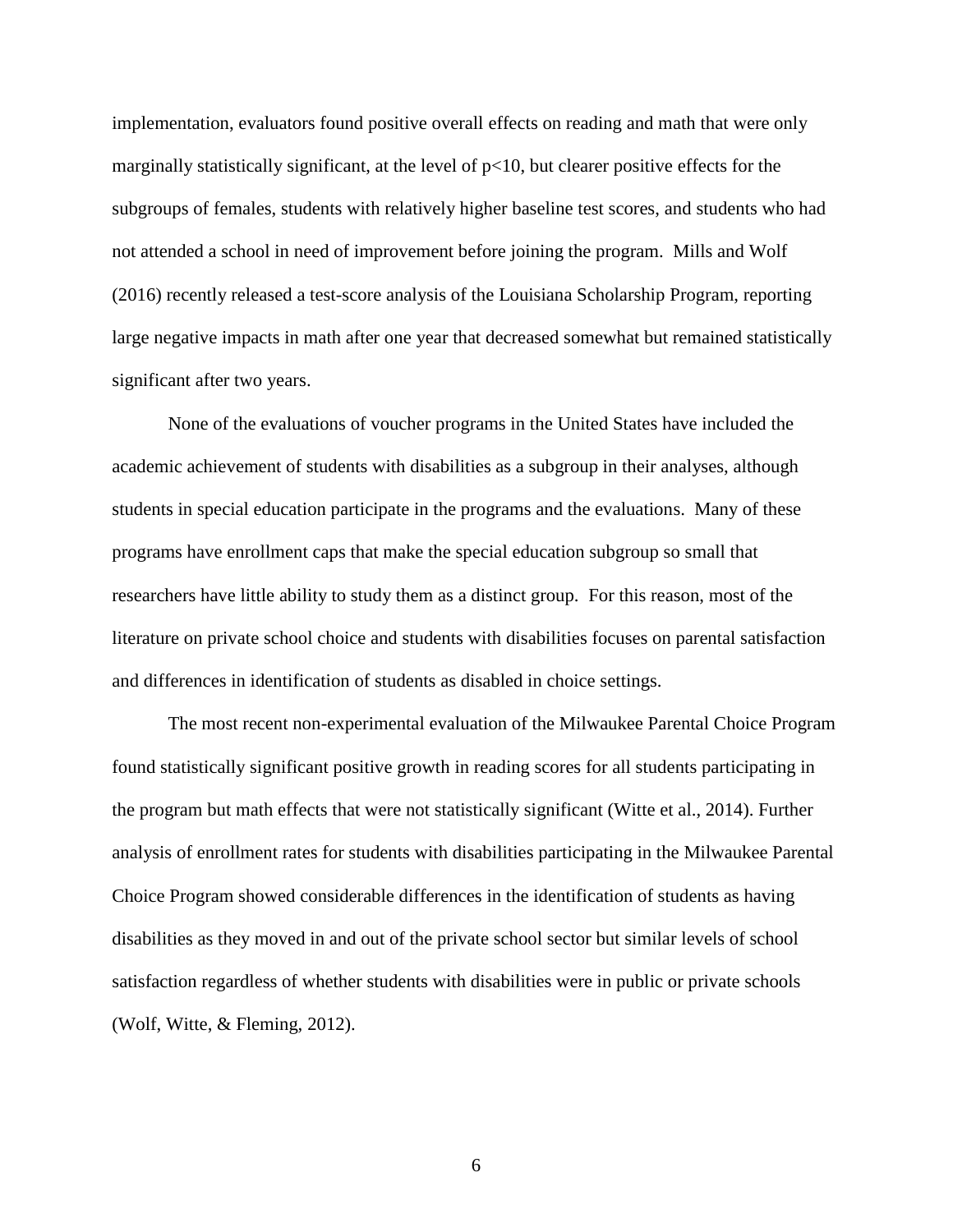implementation, evaluators found positive overall effects on reading and math that were only marginally statistically significant, at the level of $p<10$, but clearer positive effects for the subgroups of females, students with relatively higher baseline test scores, and students who had not attended a school in need of improvement before joining the program. Mills and Wolf (2016) recently released a test-score analysis of the Louisiana Scholarship Program, reporting large negative impacts in math after one year that decreased somewhat but remained statistically significant after two years.

None of the evaluations of voucher programs in the United States have included the academic achievement of students with disabilities as a subgroup in their analyses, although students in special education participate in the programs and the evaluations. Many of these programs have enrollment caps that make the special education subgroup so small that researchers have little ability to study them as a distinct group. For this reason, most of the literature on private school choice and students with disabilities focuses on parental satisfaction and differences in identification of students as disabled in choice settings.

The most recent non-experimental evaluation of the Milwaukee Parental Choice Program found statistically significant positive growth in reading scores for all students participating in the program but math effects that were not statistically significant (Witte et al., 2014). Further analysis of enrollment rates for students with disabilities participating in the Milwaukee Parental Choice Program showed considerable differences in the identification of students as having disabilities as they moved in and out of the private school sector but similar levels of school satisfaction regardless of whether students with disabilities were in public or private schools (Wolf, Witte, & Fleming, 2012).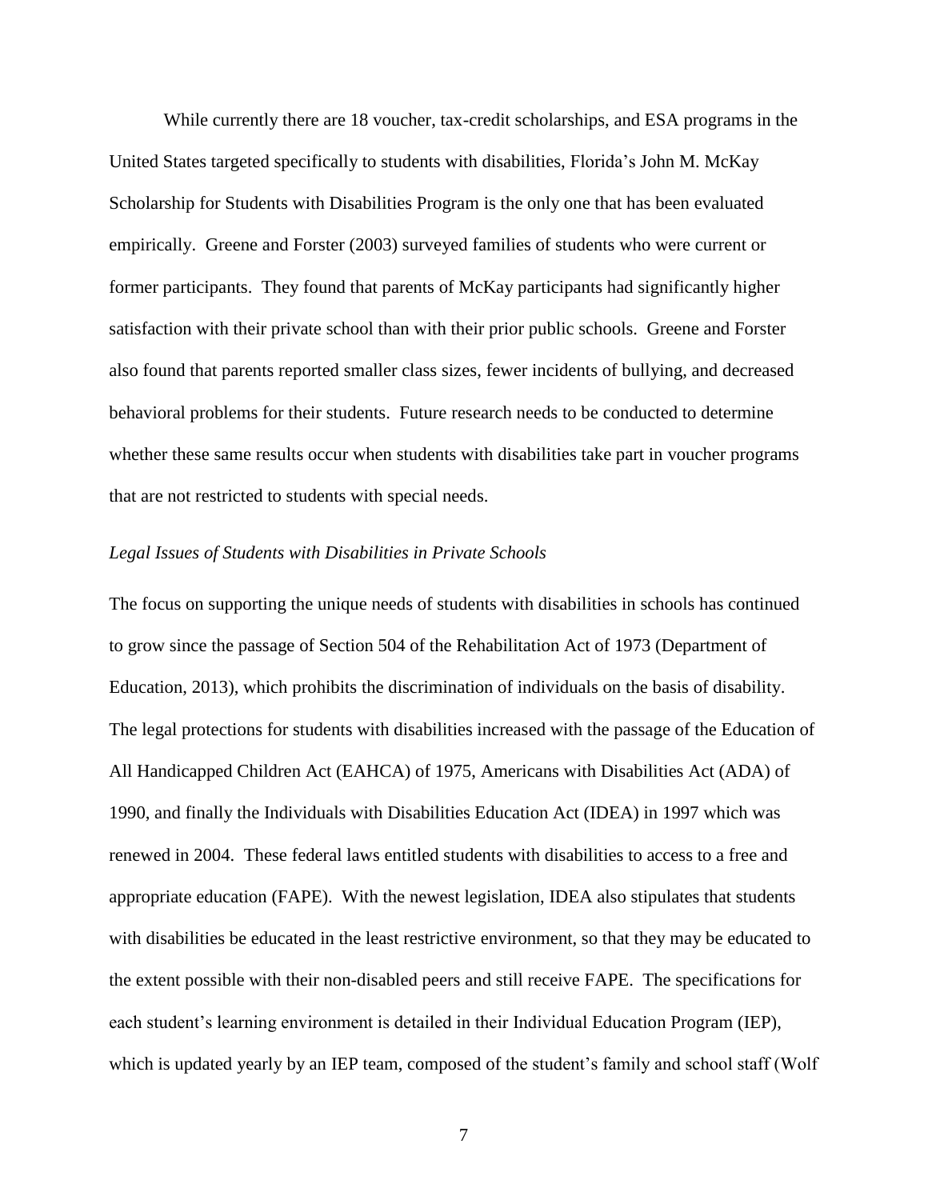While currently there are 18 voucher, tax-credit scholarships, and ESA programs in the United States targeted specifically to students with disabilities, Florida's John M. McKay Scholarship for Students with Disabilities Program is the only one that has been evaluated empirically. Greene and Forster (2003) surveyed families of students who were current or former participants. They found that parents of McKay participants had significantly higher satisfaction with their private school than with their prior public schools. Greene and Forster also found that parents reported smaller class sizes, fewer incidents of bullying, and decreased behavioral problems for their students. Future research needs to be conducted to determine whether these same results occur when students with disabilities take part in voucher programs that are not restricted to students with special needs.

*Legal Issues of Students with Disabilities in Private Schools*

The focus on supporting the unique needs of students with disabilities in schools has continued to grow since the passage of Section 504 of the Rehabilitation Act of 1973 (Department of Education, 2013), which prohibits the discrimination of individuals on the basis of disability. The legal protections for students with disabilities increased with the passage of the Education of All Handicapped Children Act (EAHCA) of 1975, Americans with Disabilities Act (ADA) of 1990, and finally the Individuals with Disabilities Education Act (IDEA) in 1997 which was renewed in 2004. These federal laws entitled students with disabilities to access to a free and appropriate education (FAPE). With the newest legislation, IDEA also stipulates that students with disabilities be educated in the least restrictive environment, so that they may be educated to the extent possible with their non-disabled peers and still receive FAPE. The specifications for each student's learning environment is detailed in their Individual Education Program (IEP), which is updated yearly by an IEP team, composed of the student's family and school staff (Wolf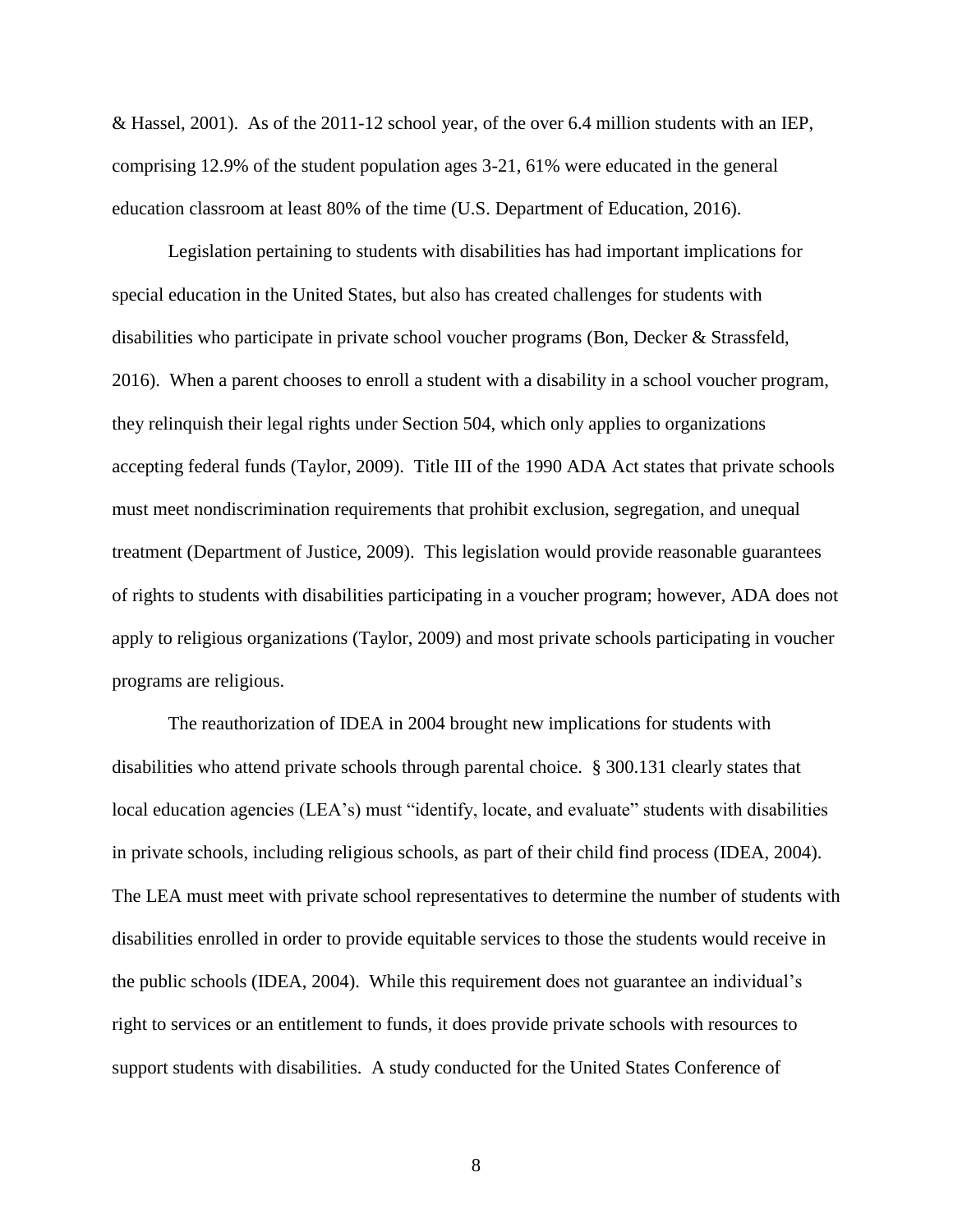& Hassel, 2001). As of the 2011-12 school year, of the over 6.4 million students with an IEP, comprising 12.9% of the student population ages 3-21, 61% were educated in the general education classroom at least 80% of the time (U.S. Department of Education, 2016).

Legislation pertaining to students with disabilities has had important implications for special education in the United States, but also has created challenges for students with disabilities who participate in private school voucher programs (Bon, Decker & Strassfeld, 2016). When a parent chooses to enroll a student with a disability in a school voucher program, they relinquish their legal rights under Section 504, which only applies to organizations accepting federal funds (Taylor, 2009). Title III of the 1990 ADA Act states that private schools must meet nondiscrimination requirements that prohibit exclusion, segregation, and unequal treatment (Department of Justice, 2009). This legislation would provide reasonable guarantees of rights to students with disabilities participating in a voucher program; however, ADA does not apply to religious organizations (Taylor, 2009) and most private schools participating in voucher programs are religious.

The reauthorization of IDEA in 2004 brought new implications for students with disabilities who attend private schools through parental choice. § 300.131 clearly states that local education agencies (LEA's) must "identify, locate, and evaluate" students with disabilities in private schools, including religious schools, as part of their child find process (IDEA, 2004). The LEA must meet with private school representatives to determine the number of students with disabilities enrolled in order to provide equitable services to those the students would receive in the public schools (IDEA, 2004). While this requirement does not guarantee an individual's right to services or an entitlement to funds, it does provide private schools with resources to support students with disabilities. A study conducted for the United States Conference of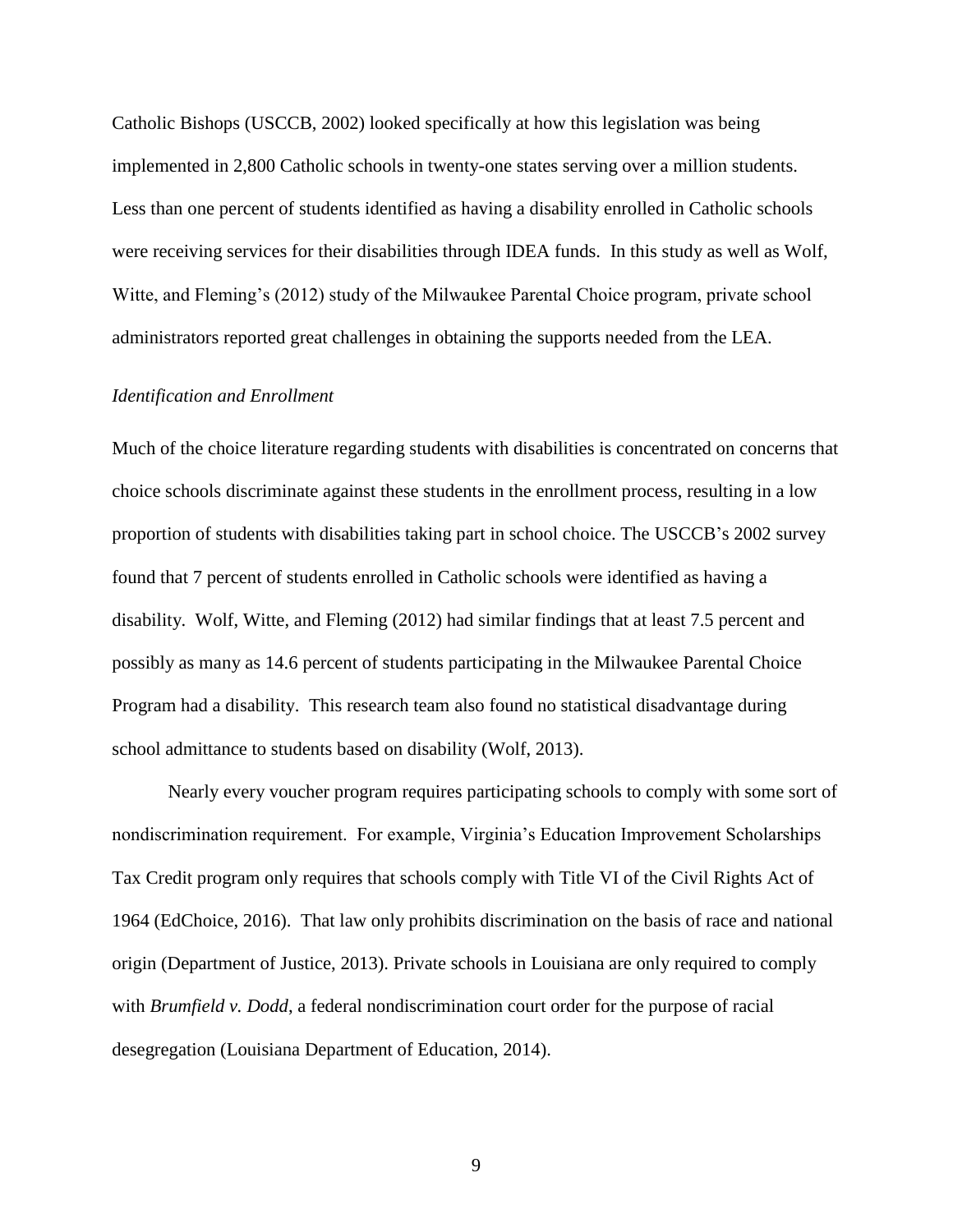Catholic Bishops (USCCB, 2002) looked specifically at how this legislation was being implemented in 2,800 Catholic schools in twenty-one states serving over a million students. Less than one percent of students identified as having a disability enrolled in Catholic schools were receiving services for their disabilities through IDEA funds. In this study as well as Wolf, Witte, and Fleming's (2012) study of the Milwaukee Parental Choice program, private school administrators reported great challenges in obtaining the supports needed from the LEA.

*Identification and Enrollment*

Much of the choice literature regarding students with disabilities is concentrated on concerns that choice schools discriminate against these students in the enrollment process, resulting in a low proportion of students with disabilities taking part in school choice. The USCCB's 2002 survey found that 7 percent of students enrolled in Catholic schools were identified as having a disability. Wolf, Witte, and Fleming (2012) had similar findings that at least 7.5 percent and possibly as many as 14.6 percent of students participating in the Milwaukee Parental Choice Program had a disability. This research team also found no statistical disadvantage during school admittance to students based on disability (Wolf, 2013).

Nearly every voucher program requires participating schools to comply with some sort of nondiscrimination requirement. For example, Virginia's Education Improvement Scholarships Tax Credit program only requires that schools comply with Title VI of the Civil Rights Act of 1964 (EdChoice, 2016). That law only prohibits discrimination on the basis of race and national origin (Department of Justice, 2013). Private schools in Louisiana are only required to comply with *Brumfield v. Dodd*, a federal nondiscrimination court order for the purpose of racial desegregation (Louisiana Department of Education, 2014).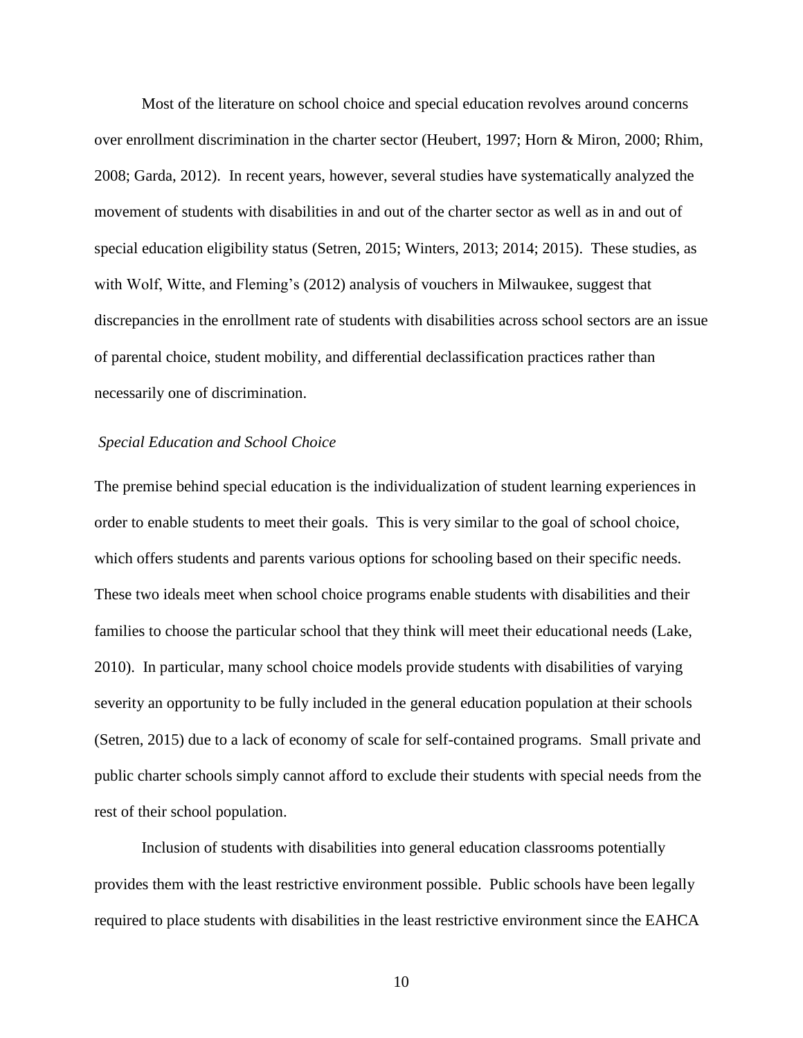Most of the literature on school choice and special education revolves around concerns over enrollment discrimination in the charter sector (Heubert, 1997; Horn & Miron, 2000; Rhim, 2008; Garda, 2012). In recent years, however, several studies have systematically analyzed the movement of students with disabilities in and out of the charter sector as well as in and out of special education eligibility status (Setren, 2015; Winters, 2013; 2014; 2015). These studies, as with Wolf, Witte, and Fleming's (2012) analysis of vouchers in Milwaukee, suggest that discrepancies in the enrollment rate of students with disabilities across school sectors are an issue of parental choice, student mobility, and differential declassification practices rather than necessarily one of discrimination.

### *Special Education and School Choice*

The premise behind special education is the individualization of student learning experiences in order to enable students to meet their goals. This is very similar to the goal of school choice, which offers students and parents various options for schooling based on their specific needs. These two ideals meet when school choice programs enable students with disabilities and their families to choose the particular school that they think will meet their educational needs (Lake, 2010). In particular, many school choice models provide students with disabilities of varying severity an opportunity to be fully included in the general education population at their schools (Setren, 2015) due to a lack of economy of scale for self-contained programs. Small private and public charter schools simply cannot afford to exclude their students with special needs from the rest of their school population.

Inclusion of students with disabilities into general education classrooms potentially provides them with the least restrictive environment possible. Public schools have been legally required to place students with disabilities in the least restrictive environment since the EAHCA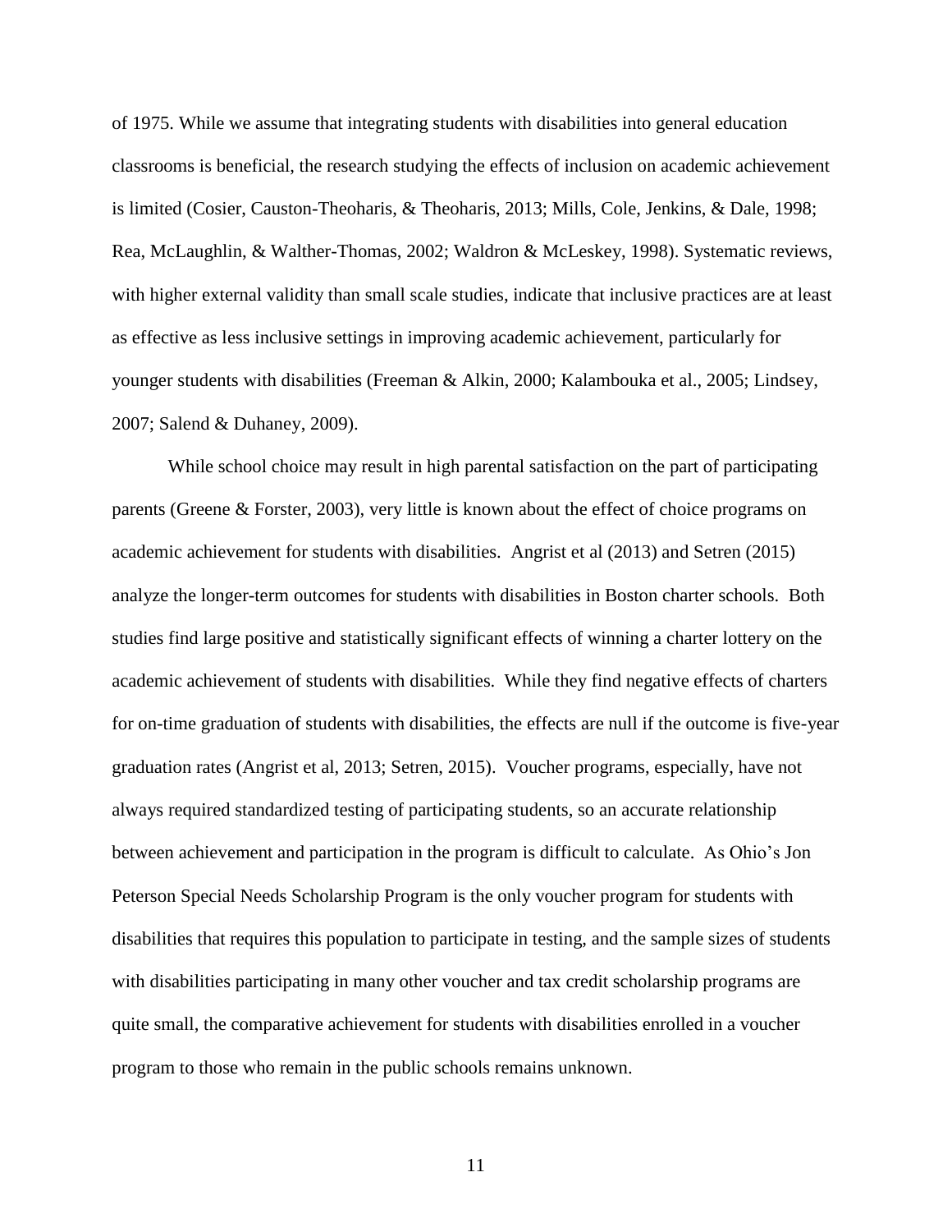of 1975. While we assume that integrating students with disabilities into general education classrooms is beneficial, the research studying the effects of inclusion on academic achievement is limited (Cosier, Causton-Theoharis, & Theoharis, 2013; Mills, Cole, Jenkins, & Dale, 1998; Rea, McLaughlin, & Walther-Thomas, 2002; Waldron & McLeskey, 1998). Systematic reviews, with higher external validity than small scale studies, indicate that inclusive practices are at least as effective as less inclusive settings in improving academic achievement, particularly for younger students with disabilities (Freeman & Alkin, 2000; Kalambouka et al., 2005; Lindsey, 2007; Salend & Duhaney, 2009).

While school choice may result in high parental satisfaction on the part of participating parents (Greene & Forster, 2003), very little is known about the effect of choice programs on academic achievement for students with disabilities. Angrist et al (2013) and Setren (2015) analyze the longer-term outcomes for students with disabilities in Boston charter schools. Both studies find large positive and statistically significant effects of winning a charter lottery on the academic achievement of students with disabilities. While they find negative effects of charters for on-time graduation of students with disabilities, the effects are null if the outcome is five-year graduation rates (Angrist et al, 2013; Setren, 2015). Voucher programs, especially, have not always required standardized testing of participating students, so an accurate relationship between achievement and participation in the program is difficult to calculate. As Ohio's Jon Peterson Special Needs Scholarship Program is the only voucher program for students with disabilities that requires this population to participate in testing, and the sample sizes of students with disabilities participating in many other voucher and tax credit scholarship programs are quite small, the comparative achievement for students with disabilities enrolled in a voucher program to those who remain in the public schools remains unknown.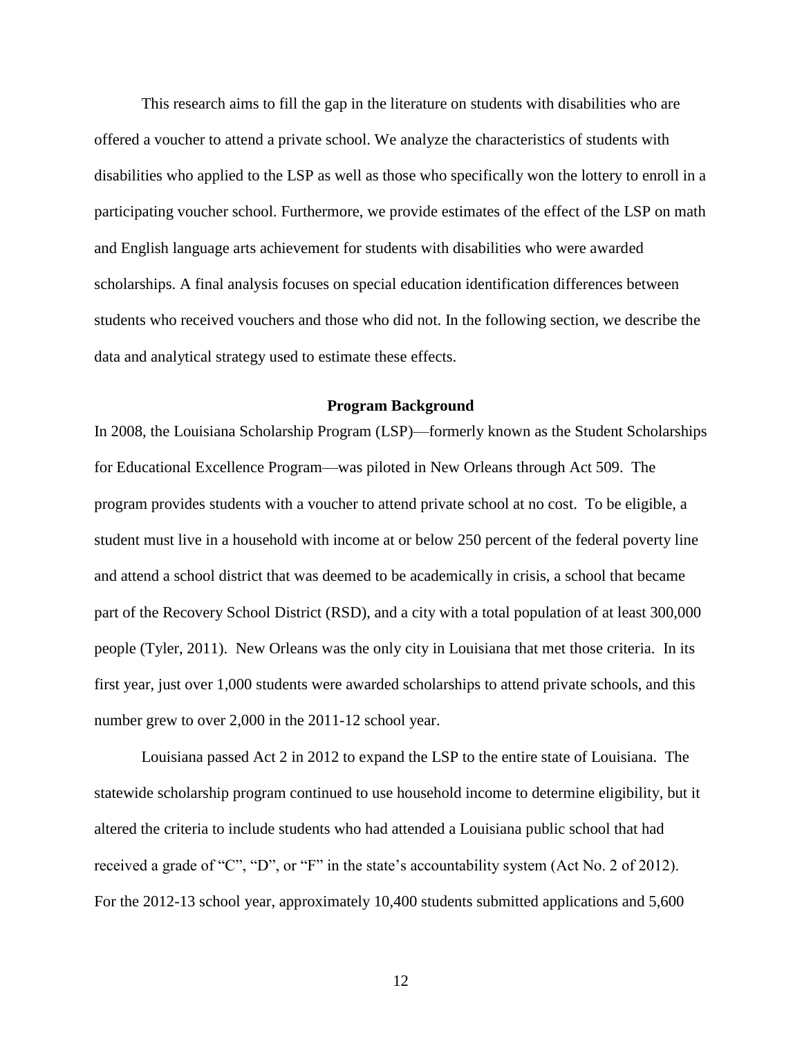This research aims to fill the gap in the literature on students with disabilities who are offered a voucher to attend a private school. We analyze the characteristics of students with disabilities who applied to the LSP as well as those who specifically won the lottery to enroll in a participating voucher school. Furthermore, we provide estimates of the effect of the LSP on math and English language arts achievement for students with disabilities who were awarded scholarships. A final analysis focuses on special education identification differences between students who received vouchers and those who did not. In the following section, we describe the data and analytical strategy used to estimate these effects.

## Program Background

In 2008, the Louisiana Scholarship Program (LSP)—formerly known as the Student Scholarships for Educational Excellence Program—was piloted in New Orleans through Act 509. The program provides students with a voucher to attend private school at no cost. To be eligible, a student must live in a household with income at or below 250 percent of the federal poverty line and attend a school district that was deemed to be academically in crisis, a school that became part of the Recovery School District (RSD), and a city with a total population of at least 300,000 people (Tyler, 2011). New Orleans was the only city in Louisiana that met those criteria. In its first year, just over 1,000 students were awarded scholarships to attend private schools, and this number grew to over 2,000 in the 2011-12 school year.

Louisiana passed Act 2 in 2012 to expand the LSP to the entire state of Louisiana. The statewide scholarship program continued to use household income to determine eligibility, but it altered the criteria to include students who had attended a Louisiana public school that had received a grade of "C", "D", or "F" in the state's accountability system (Act No. 2 of 2012). For the 2012-13 school year, approximately 10,400 students submitted applications and 5,600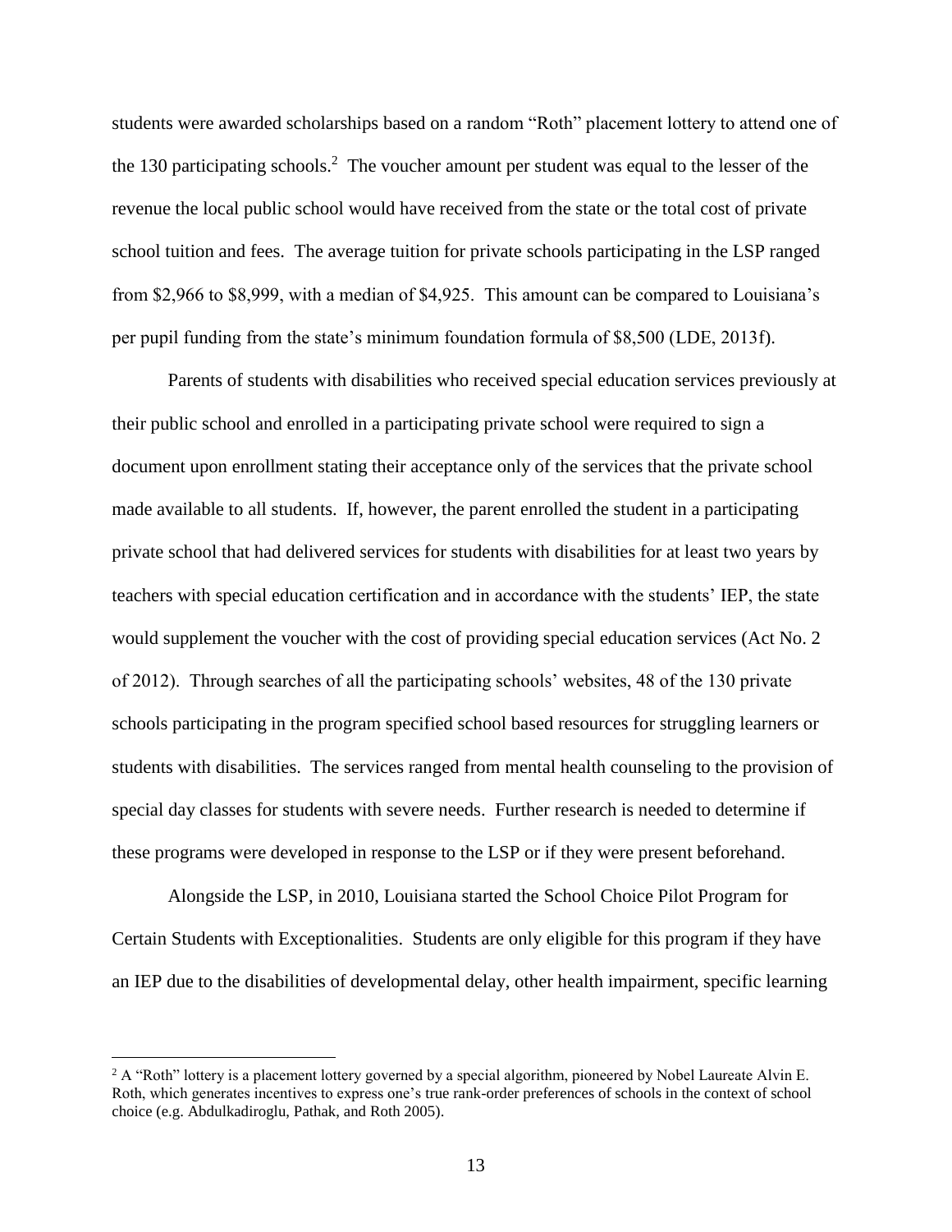students were awarded scholarships based on a random "Roth" placement lottery to attend one of the 130 participating schools.[2] The voucher amount per student was equal to the lesser of the revenue the local public school would have received from the state or the total cost of private school tuition and fees. The average tuition for private schools participating in the LSP ranged from $2,966 to $8,999, with a median of $4,925. This amount can be compared to Louisiana's per pupil funding from the state's minimum foundation formula of $8,500 (LDE, 2013f).

Parents of students with disabilities who received special education services previously at their public school and enrolled in a participating private school were required to sign a document upon enrollment stating their acceptance only of the services that the private school made available to all students. If, however, the parent enrolled the student in a participating private school that had delivered services for students with disabilities for at least two years by teachers with special education certification and in accordance with the students' IEP, the state would supplement the voucher with the cost of providing special education services (Act No. 2 of 2012). Through searches of all the participating schools' websites, 48 of the 130 private schools participating in the program specified school based resources for struggling learners or students with disabilities. The services ranged from mental health counseling to the provision of special day classes for students with severe needs. Further research is needed to determine if these programs were developed in response to the LSP or if they were present beforehand.

Alongside the LSP, in 2010, Louisiana started the School Choice Pilot Program for Certain Students with Exceptionalities. Students are only eligible for this program if they have an IEP due to the disabilities of developmental delay, other health impairment, specific learning

[2] A "Roth" lottery is a placement lottery governed by a special algorithm, pioneered by Nobel Laureate Alvin E. Roth, which generates incentives to express one's true rank-order preferences of schools in the context of school choice (e.g. Abdulkadiroglu, Pathak, and Roth 2005).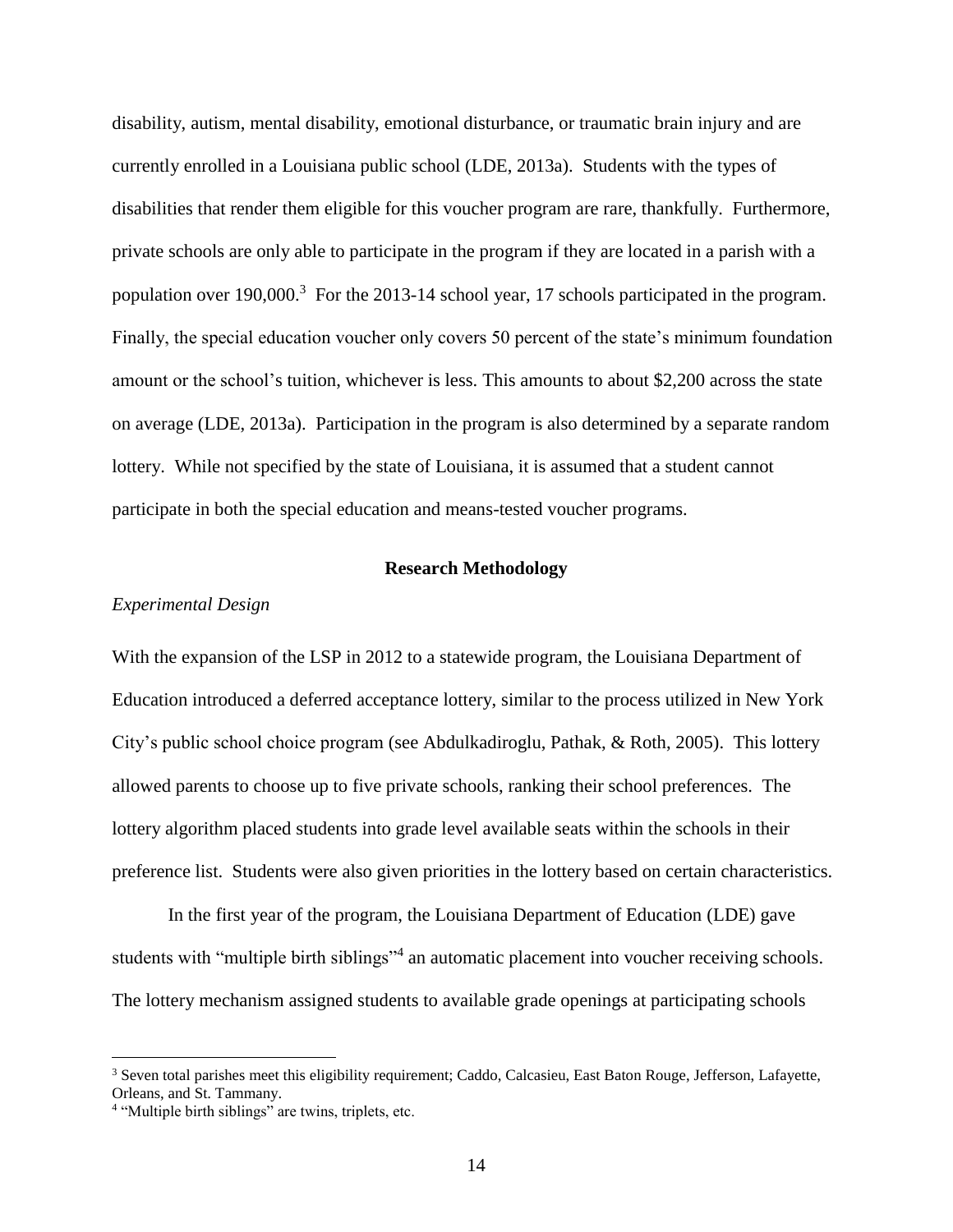disability, autism, mental disability, emotional disturbance, or traumatic brain injury and are currently enrolled in a Louisiana public school (LDE, 2013a). Students with the types of disabilities that render them eligible for this voucher program are rare, thankfully. Furthermore, private schools are only able to participate in the program if they are located in a parish with a population over 190,000.[3] For the 2013-14 school year, 17 schools participated in the program. Finally, the special education voucher only covers 50 percent of the state's minimum foundation amount or the school's tuition, whichever is less. This amounts to about $2,200 across the state on average (LDE, 2013a). Participation in the program is also determined by a separate random lottery. While not specified by the state of Louisiana, it is assumed that a student cannot participate in both the special education and means-tested voucher programs.

## Research Methodology

### *Experimental Design*

With the expansion of the LSP in 2012 to a statewide program, the Louisiana Department of Education introduced a deferred acceptance lottery, similar to the process utilized in New York City's public school choice program (see Abdulkadiroglu, Pathak, & Roth, 2005). This lottery allowed parents to choose up to five private schools, ranking their school preferences. The lottery algorithm placed students into grade level available seats within the schools in their preference list. Students were also given priorities in the lottery based on certain characteristics.

In the first year of the program, the Louisiana Department of Education (LDE) gave students with "multiple birth siblings"[4] an automatic placement into voucher receiving schools. The lottery mechanism assigned students to available grade openings at participating schools

---

[3] Seven total parishes meet this eligibility requirement; Caddo, Calcasieu, East Baton Rouge, Jefferson, Lafayette, Orleans, and St. Tammany.

[4] "Multiple birth siblings" are twins, triplets, etc.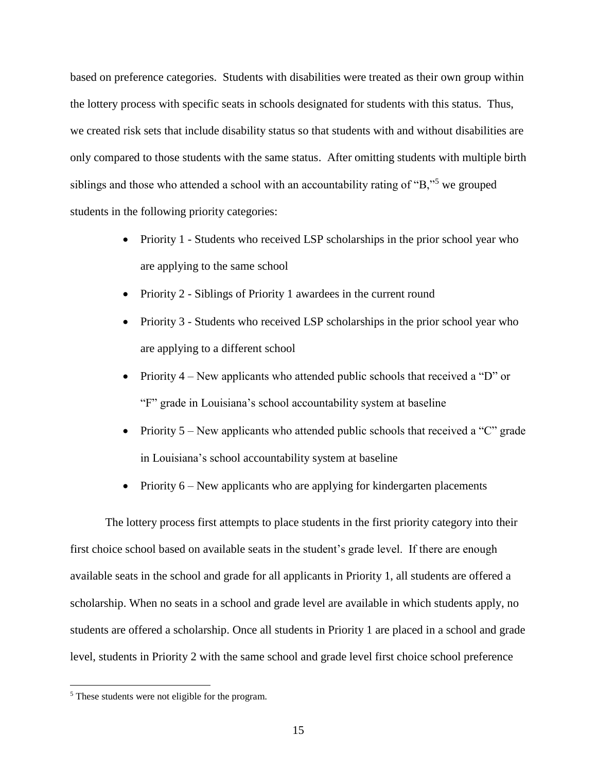based on preference categories. Students with disabilities were treated as their own group within the lottery process with specific seats in schools designated for students with this status. Thus, we created risk sets that include disability status so that students with and without disabilities are only compared to those students with the same status. After omitting students with multiple birth siblings and those who attended a school with an accountability rating of "B,"[5] we grouped students in the following priority categories:

- Priority 1 - Students who received LSP scholarships in the prior school year who are applying to the same school
- Priority 2 - Siblings of Priority 1 awardees in the current round
- Priority 3 - Students who received LSP scholarships in the prior school year who are applying to a different school
- Priority 4 – New applicants who attended public schools that received a "D" or "F" grade in Louisiana's school accountability system at baseline
- Priority 5 – New applicants who attended public schools that received a "C" grade in Louisiana's school accountability system at baseline
- Priority 6 – New applicants who are applying for kindergarten placements

The lottery process first attempts to place students in the first priority category into their first choice school based on available seats in the student's grade level. If there are enough available seats in the school and grade for all applicants in Priority 1, all students are offered a scholarship. When no seats in a school and grade level are available in which students apply, no students are offered a scholarship. Once all students in Priority 1 are placed in a school and grade level, students in Priority 2 with the same school and grade level first choice school preference

[5] These students were not eligible for the program.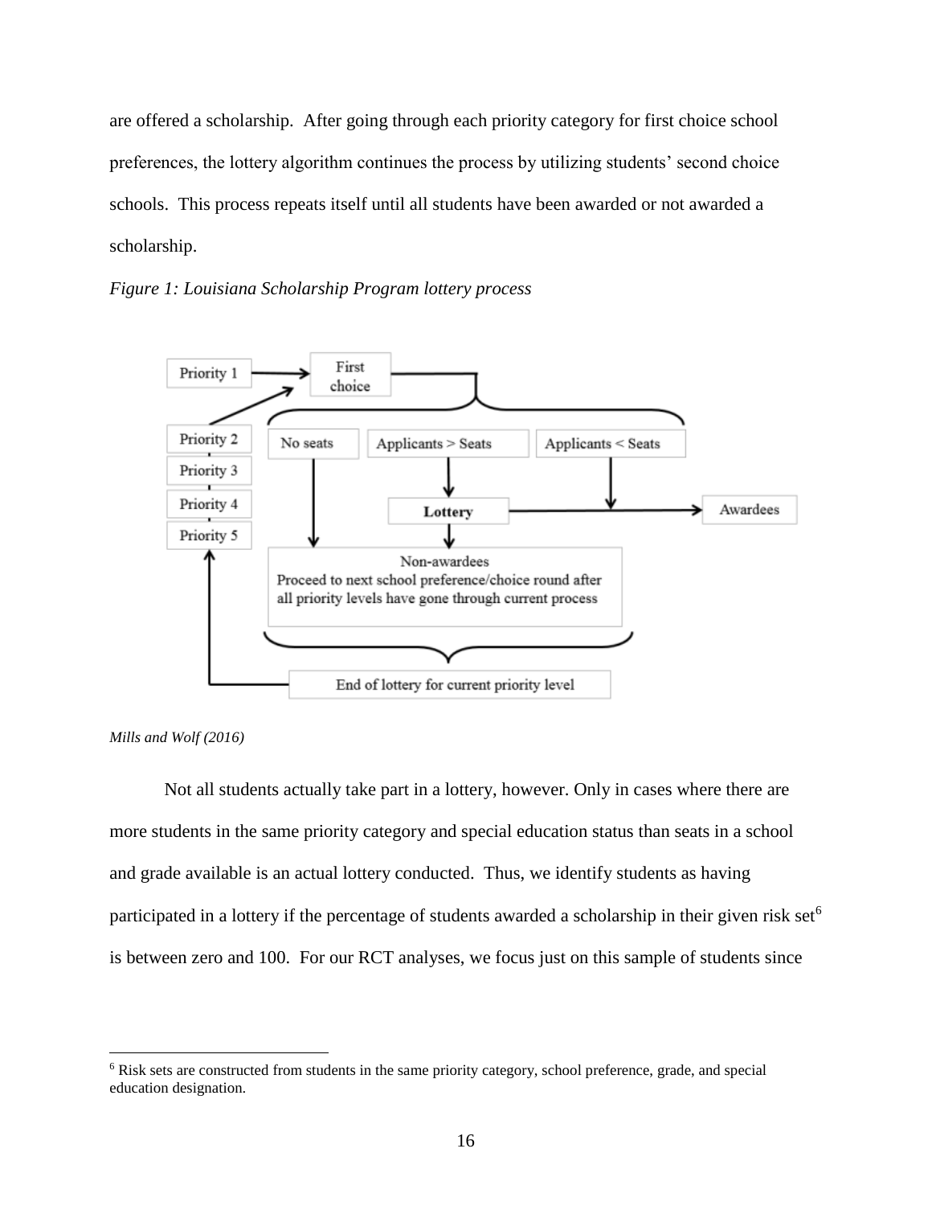are offered a scholarship. After going through each priority category for first choice school preferences, the lottery algorithm continues the process by utilizing students' second choice schools. This process repeats itself until all students have been awarded or not awarded a scholarship.

*Figure 1: Louisiana Scholarship Program lottery process*

Priority 1 → First choice

Priority 2, Priority 3, Priority 4, Priority 5

No seats | Applicants > Seats | Applicants < Seats

Lottery → Awardees

Non-awardees
Proceed to next school preference/choice round after all priority levels have gone through current process

End of lottery for current priority level

*Mills and Wolf (2016)*

Not all students actually take part in a lottery, however. Only in cases where there are more students in the same priority category and special education status than seats in a school and grade available is an actual lottery conducted. Thus, we identify students as having participated in a lottery if the percentage of students awarded a scholarship in their given risk set[6] is between zero and 100. For our RCT analyses, we focus just on this sample of students since

[6] Risk sets are constructed from students in the same priority category, school preference, grade, and special education designation.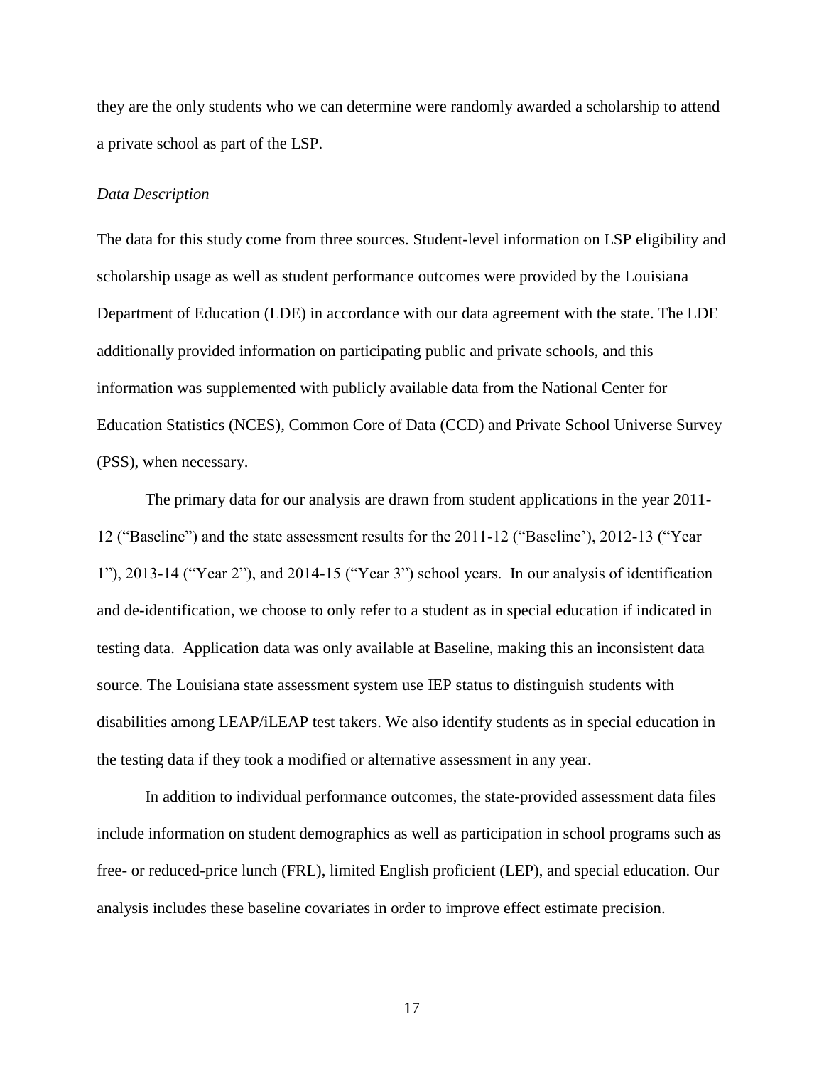they are the only students who we can determine were randomly awarded a scholarship to attend a private school as part of the LSP.

*Data Description*

The data for this study come from three sources. Student-level information on LSP eligibility and scholarship usage as well as student performance outcomes were provided by the Louisiana Department of Education (LDE) in accordance with our data agreement with the state. The LDE additionally provided information on participating public and private schools, and this information was supplemented with publicly available data from the National Center for Education Statistics (NCES), Common Core of Data (CCD) and Private School Universe Survey (PSS), when necessary.

The primary data for our analysis are drawn from student applications in the year 2011-12 ("Baseline") and the state assessment results for the 2011-12 ("Baseline'), 2012-13 ("Year 1"), 2013-14 ("Year 2"), and 2014-15 ("Year 3") school years. In our analysis of identification and de-identification, we choose to only refer to a student as in special education if indicated in testing data. Application data was only available at Baseline, making this an inconsistent data source. The Louisiana state assessment system use IEP status to distinguish students with disabilities among LEAP/iLEAP test takers. We also identify students as in special education in the testing data if they took a modified or alternative assessment in any year.

In addition to individual performance outcomes, the state-provided assessment data files include information on student demographics as well as participation in school programs such as free- or reduced-price lunch (FRL), limited English proficient (LEP), and special education. Our analysis includes these baseline covariates in order to improve effect estimate precision.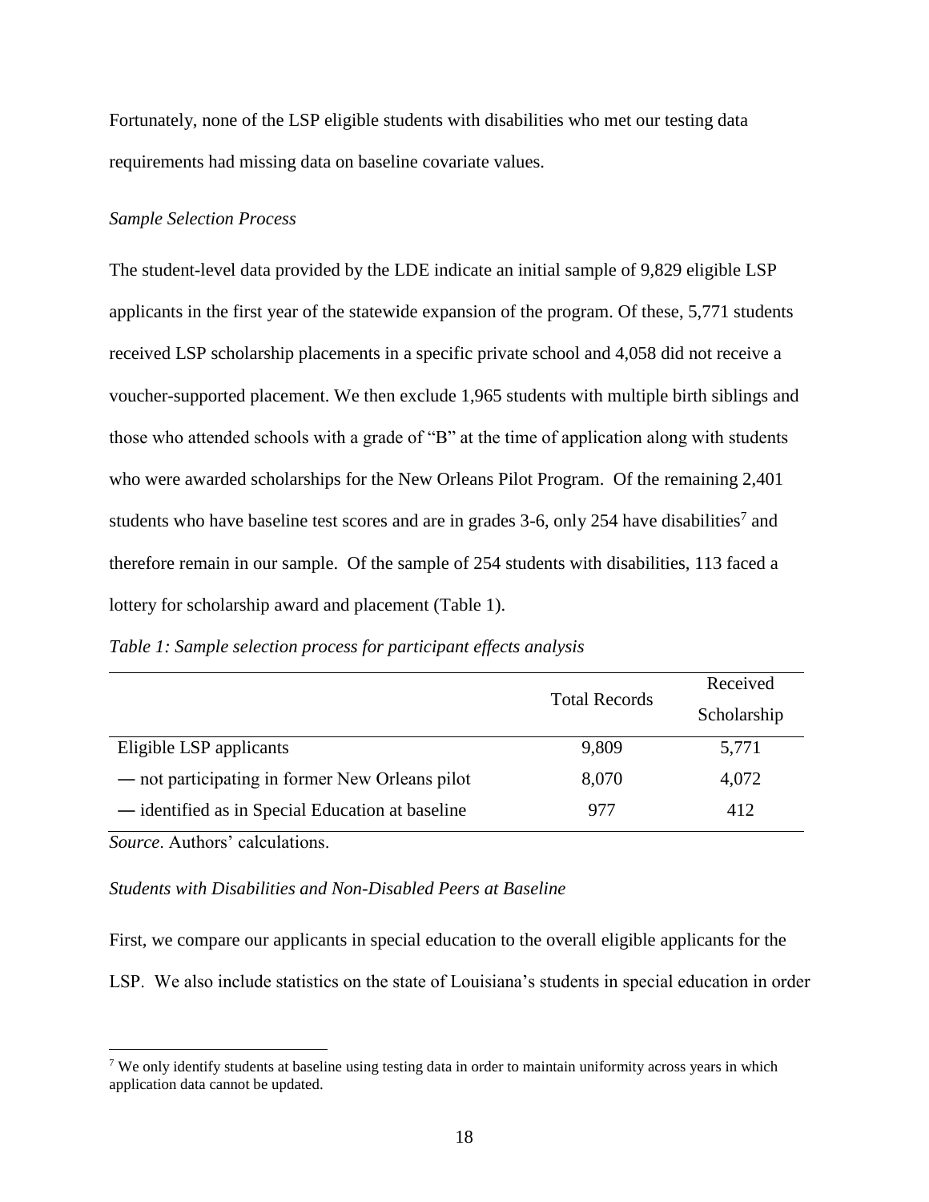Fortunately, none of the LSP eligible students with disabilities who met our testing data requirements had missing data on baseline covariate values.

*Sample Selection Process*

The student-level data provided by the LDE indicate an initial sample of 9,829 eligible LSP applicants in the first year of the statewide expansion of the program. Of these, 5,771 students received LSP scholarship placements in a specific private school and 4,058 did not receive a voucher-supported placement. We then exclude 1,965 students with multiple birth siblings and those who attended schools with a grade of "B" at the time of application along with students who were awarded scholarships for the New Orleans Pilot Program. Of the remaining 2,401 students who have baseline test scores and are in grades 3-6, only 254 have disabilities[7] and therefore remain in our sample. Of the sample of 254 students with disabilities, 113 faced a lottery for scholarship award and placement (Table 1).

*Table 1: Sample selection process for participant effects analysis*

| | Total Records | Received Scholarship |
|---|---|---|
| Eligible LSP applicants | 9,809 | 5,771 |
| — not participating in former New Orleans pilot | 8,070 | 4,072 |
| — identified as in Special Education at baseline | 977 | 412 |

*Source*. Authors' calculations.

*Students with Disabilities and Non-Disabled Peers at Baseline*

First, we compare our applicants in special education to the overall eligible applicants for the LSP. We also include statistics on the state of Louisiana's students in special education in order

[7] We only identify students at baseline using testing data in order to maintain uniformity across years in which application data cannot be updated.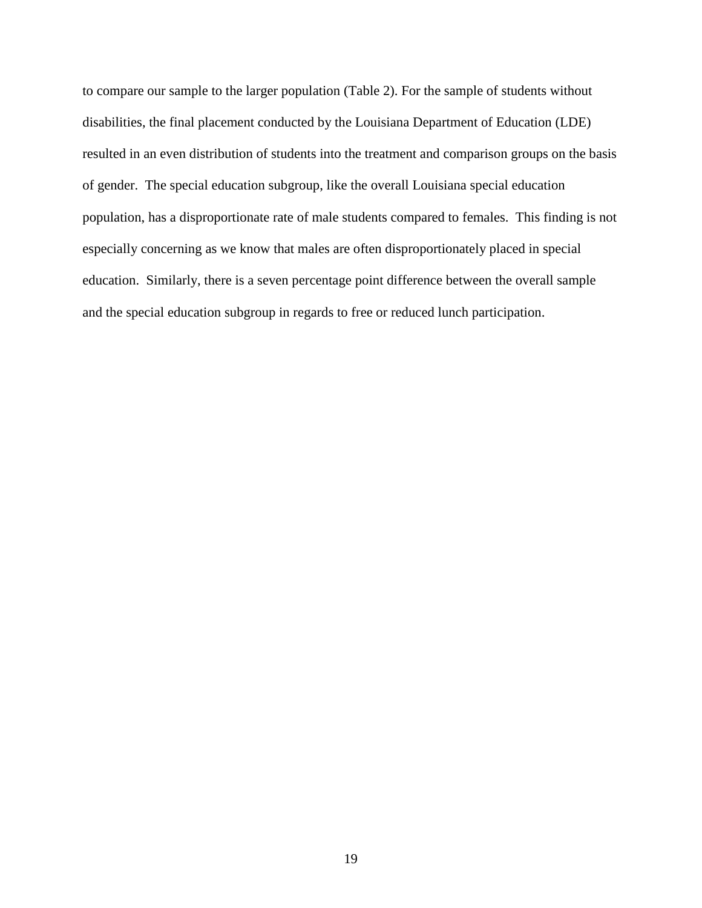to compare our sample to the larger population (Table 2). For the sample of students without disabilities, the final placement conducted by the Louisiana Department of Education (LDE) resulted in an even distribution of students into the treatment and comparison groups on the basis of gender. The special education subgroup, like the overall Louisiana special education population, has a disproportionate rate of male students compared to females. This finding is not especially concerning as we know that males are often disproportionately placed in special education. Similarly, there is a seven percentage point difference between the overall sample and the special education subgroup in regards to free or reduced lunch participation.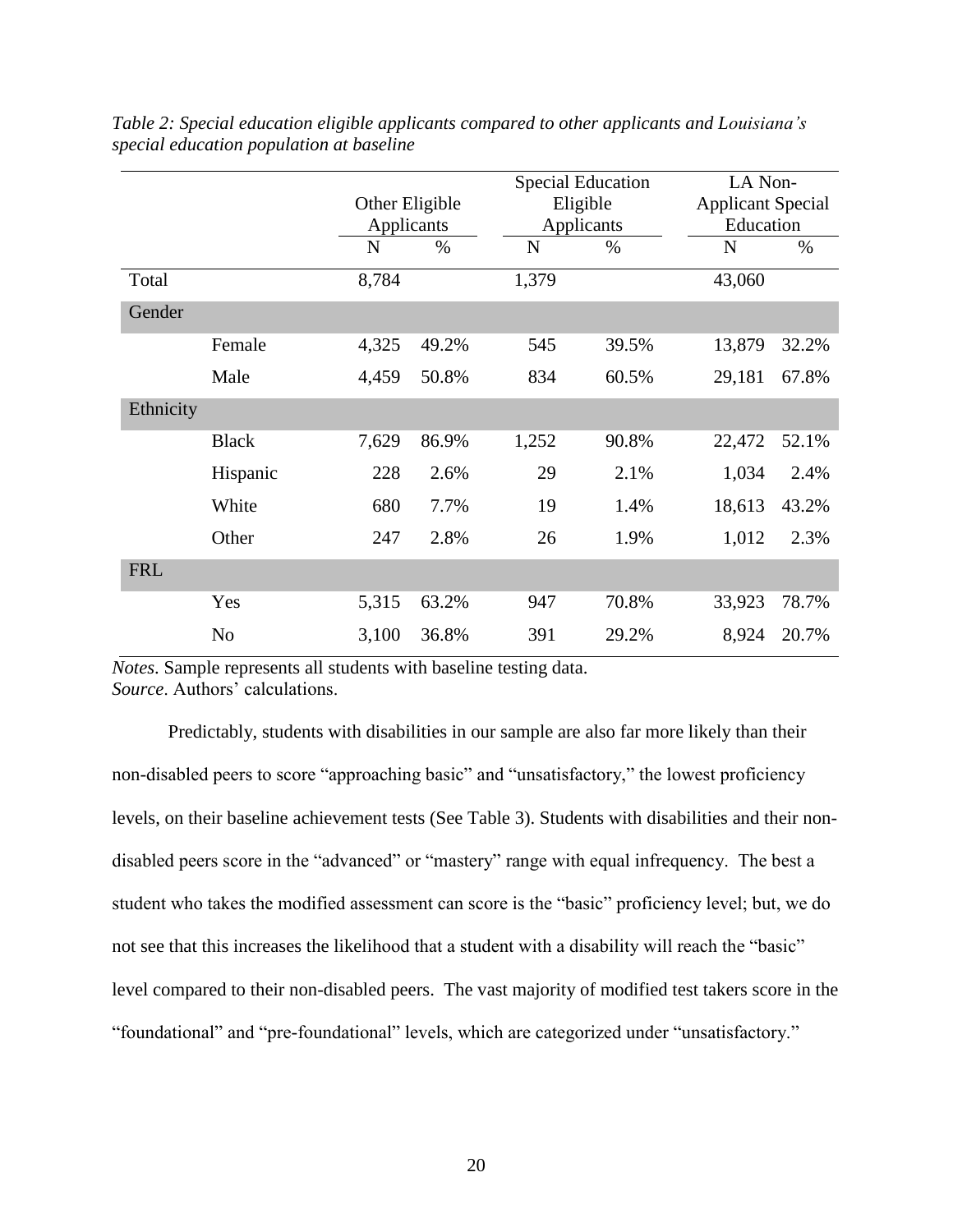*Table 2: Special education eligible applicants compared to other applicants and Louisiana's special education population at baseline*

| | | Other Eligible Applicants | | Special Education Eligible Applicants | | LA Non-Applicant Special Education | |
|---|---|---|---|---|---|---|---|
| | | N | % | N | % | N | % |
| Total | | 8,784 | | 1,379 | | 43,060 | |
| Gender | | | | | | | |
| | Female | 4,325 | 49.2% | 545 | 39.5% | 13,879 | 32.2% |
| | Male | 4,459 | 50.8% | 834 | 60.5% | 29,181 | 67.8% |
| Ethnicity | | | | | | | |
| | Black | 7,629 | 86.9% | 1,252 | 90.8% | 22,472 | 52.1% |
| | Hispanic | 228 | 2.6% | 29 | 2.1% | 1,034 | 2.4% |
| | White | 680 | 7.7% | 19 | 1.4% | 18,613 | 43.2% |
| | Other | 247 | 2.8% | 26 | 1.9% | 1,012 | 2.3% |
| FRL | | | | | | | |
| | Yes | 5,315 | 63.2% | 947 | 70.8% | 33,923 | 78.7% |
| | No | 3,100 | 36.8% | 391 | 29.2% | 8,924 | 20.7% |

*Notes*. Sample represents all students with baseline testing data.
*Source*. Authors' calculations.

Predictably, students with disabilities in our sample are also far more likely than their non-disabled peers to score "approaching basic" and "unsatisfactory," the lowest proficiency levels, on their baseline achievement tests (See Table 3). Students with disabilities and their non-disabled peers score in the "advanced" or "mastery" range with equal infrequency. The best a student who takes the modified assessment can score is the "basic" proficiency level; but, we do not see that this increases the likelihood that a student with a disability will reach the "basic" level compared to their non-disabled peers. The vast majority of modified test takers score in the "foundational" and "pre-foundational" levels, which are categorized under "unsatisfactory."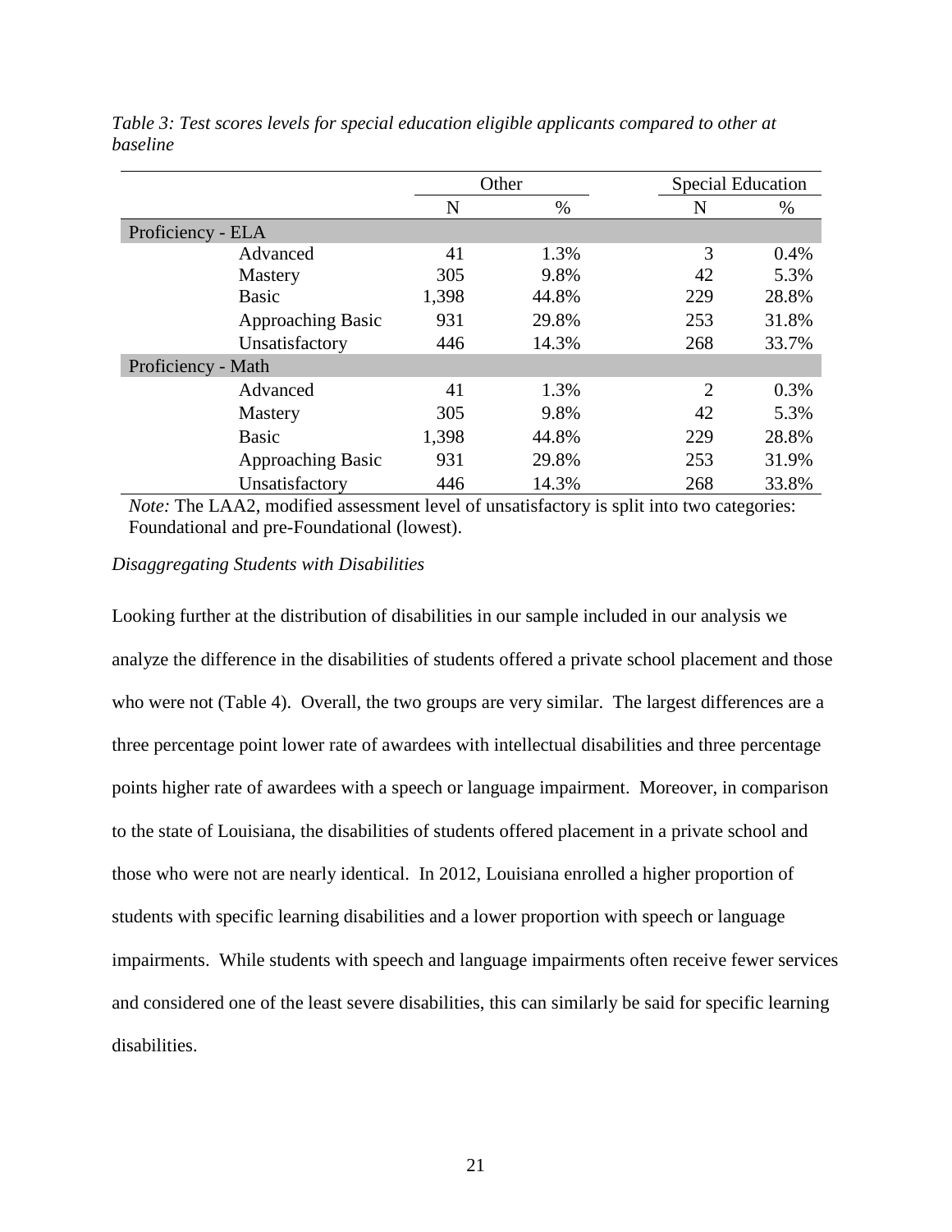*Table 3: Test scores levels for special education eligible applicants compared to other at baseline*

| | Other | | Special Education | |
|---|---|---|---|---|
| | N | % | N | % |
| **Proficiency - ELA** | | | | |
| Advanced | 41 | 1.3% | 3 | 0.4% |
| Mastery | 305 | 9.8% | 42 | 5.3% |
| Basic | 1,398 | 44.8% | 229 | 28.8% |
| Approaching Basic | 931 | 29.8% | 253 | 31.8% |
| Unsatisfactory | 446 | 14.3% | 268 | 33.7% |
| **Proficiency - Math** | | | | |
| Advanced | 41 | 1.3% | 2 | 0.3% |
| Mastery | 305 | 9.8% | 42 | 5.3% |
| Basic | 1,398 | 44.8% | 229 | 28.8% |
| Approaching Basic | 931 | 29.8% | 253 | 31.9% |
| Unsatisfactory | 446 | 14.3% | 268 | 33.8% |

*Note:* The LAA2, modified assessment level of unsatisfactory is split into two categories: Foundational and pre-Foundational (lowest).

*Disaggregating Students with Disabilities*

Looking further at the distribution of disabilities in our sample included in our analysis we analyze the difference in the disabilities of students offered a private school placement and those who were not (Table 4). Overall, the two groups are very similar. The largest differences are a three percentage point lower rate of awardees with intellectual disabilities and three percentage points higher rate of awardees with a speech or language impairment. Moreover, in comparison to the state of Louisiana, the disabilities of students offered placement in a private school and those who were not are nearly identical. In 2012, Louisiana enrolled a higher proportion of students with specific learning disabilities and a lower proportion with speech or language impairments. While students with speech and language impairments often receive fewer services and considered one of the least severe disabilities, this can similarly be said for specific learning disabilities.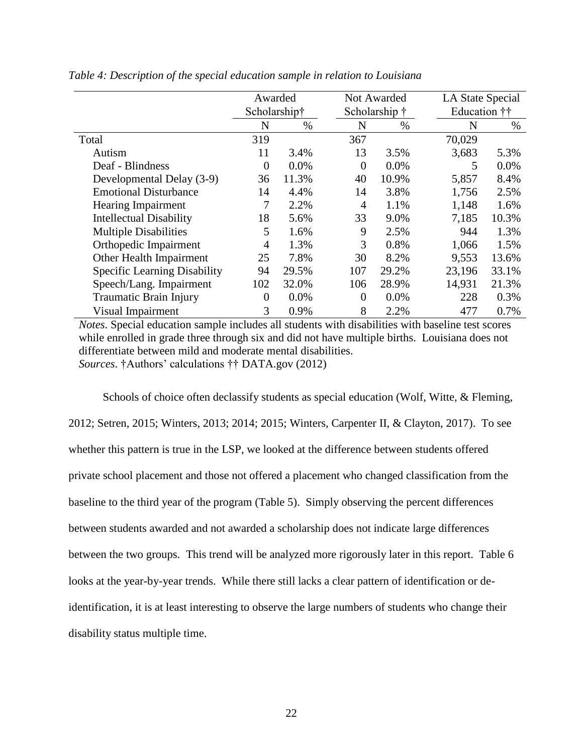*Table 4: Description of the special education sample in relation to Louisiana*

| | Awarded Scholarship† | | Not Awarded Scholarship † | | LA State Special Education †† | |
|---|---|---|---|---|---|---|
| | N | % | N | % | N | % |
| Total | 319 | | 367 | | 70,029 | |
| Autism | 11 | 3.4% | 13 | 3.5% | 3,683 | 5.3% |
| Deaf - Blindness | 0 | 0.0% | 0 | 0.0% | 5 | 0.0% |
| Developmental Delay (3-9) | 36 | 11.3% | 40 | 10.9% | 5,857 | 8.4% |
| Emotional Disturbance | 14 | 4.4% | 14 | 3.8% | 1,756 | 2.5% |
| Hearing Impairment | 7 | 2.2% | 4 | 1.1% | 1,148 | 1.6% |
| Intellectual Disability | 18 | 5.6% | 33 | 9.0% | 7,185 | 10.3% |
| Multiple Disabilities | 5 | 1.6% | 9 | 2.5% | 944 | 1.3% |
| Orthopedic Impairment | 4 | 1.3% | 3 | 0.8% | 1,066 | 1.5% |
| Other Health Impairment | 25 | 7.8% | 30 | 8.2% | 9,553 | 13.6% |
| Specific Learning Disability | 94 | 29.5% | 107 | 29.2% | 23,196 | 33.1% |
| Speech/Lang. Impairment | 102 | 32.0% | 106 | 28.9% | 14,931 | 21.3% |
| Traumatic Brain Injury | 0 | 0.0% | 0 | 0.0% | 228 | 0.3% |
| Visual Impairment | 3 | 0.9% | 8 | 2.2% | 477 | 0.7% |

*Notes*. Special education sample includes all students with disabilities with baseline test scores while enrolled in grade three through six and did not have multiple births. Louisiana does not differentiate between mild and moderate mental disabilities.
*Sources*. †Authors' calculations †† DATA.gov (2012)

Schools of choice often declassify students as special education (Wolf, Witte, & Fleming, 2012; Setren, 2015; Winters, 2013; 2014; 2015; Winters, Carpenter II, & Clayton, 2017). To see whether this pattern is true in the LSP, we looked at the difference between students offered private school placement and those not offered a placement who changed classification from the baseline to the third year of the program (Table 5). Simply observing the percent differences between students awarded and not awarded a scholarship does not indicate large differences between the two groups. This trend will be analyzed more rigorously later in this report. Table 6 looks at the year-by-year trends. While there still lacks a clear pattern of identification or de-identification, it is at least interesting to observe the large numbers of students who change their disability status multiple time.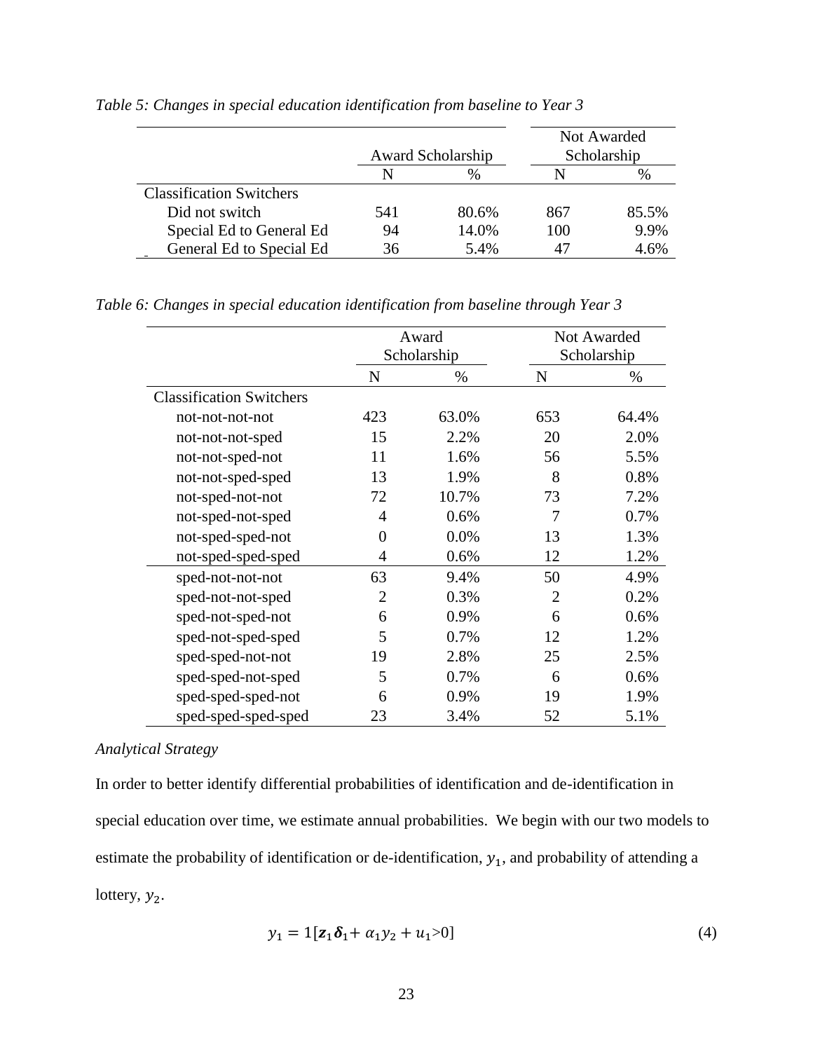*Table 5: Changes in special education identification from baseline to Year 3*

| | Award Scholarship | | Not Awarded Scholarship | |
|---|---|---|---|---|
| | N | % | N | % |
| Classification Switchers | | | | |
| Did not switch | 541 | 80.6% | 867 | 85.5% |
| Special Ed to General Ed | 94 | 14.0% | 100 | 9.9% |
| General Ed to Special Ed | 36 | 5.4% | 47 | 4.6% |

*Table 6: Changes in special education identification from baseline through Year 3*

| | Award Scholarship | | Not Awarded Scholarship | |
|---|---|---|---|---|
| | N | % | N | % |
| Classification Switchers | | | | |
| not-not-not-not | 423 | 63.0% | 653 | 64.4% |
| not-not-not-sped | 15 | 2.2% | 20 | 2.0% |
| not-not-sped-not | 11 | 1.6% | 56 | 5.5% |
| not-not-sped-sped | 13 | 1.9% | 8 | 0.8% |
| not-sped-not-not | 72 | 10.7% | 73 | 7.2% |
| not-sped-not-sped | 4 | 0.6% | 7 | 0.7% |
| not-sped-sped-not | 0 | 0.0% | 13 | 1.3% |
| not-sped-sped-sped | 4 | 0.6% | 12 | 1.2% |
| sped-not-not-not | 63 | 9.4% | 50 | 4.9% |
| sped-not-not-sped | 2 | 0.3% | 2 | 0.2% |
| sped-not-sped-not | 6 | 0.9% | 6 | 0.6% |
| sped-not-sped-sped | 5 | 0.7% | 12 | 1.2% |
| sped-sped-not-not | 19 | 2.8% | 25 | 2.5% |
| sped-sped-not-sped | 5 | 0.7% | 6 | 0.6% |
| sped-sped-sped-not | 6 | 0.9% | 19 | 1.9% |
| sped-sped-sped-sped | 23 | 3.4% | 52 | 5.1% |

*Analytical Strategy*

In order to better identify differential probabilities of identification and de-identification in special education over time, we estimate annual probabilities. We begin with our two models to estimate the probability of identification or de-identification, $y_1$, and probability of attending a lottery, $y_2$.

$$y_1 = 1[\mathbf{z}_1\boldsymbol{\delta}_1 + \alpha_1 y_2 + u_1 > 0] \tag{4}$$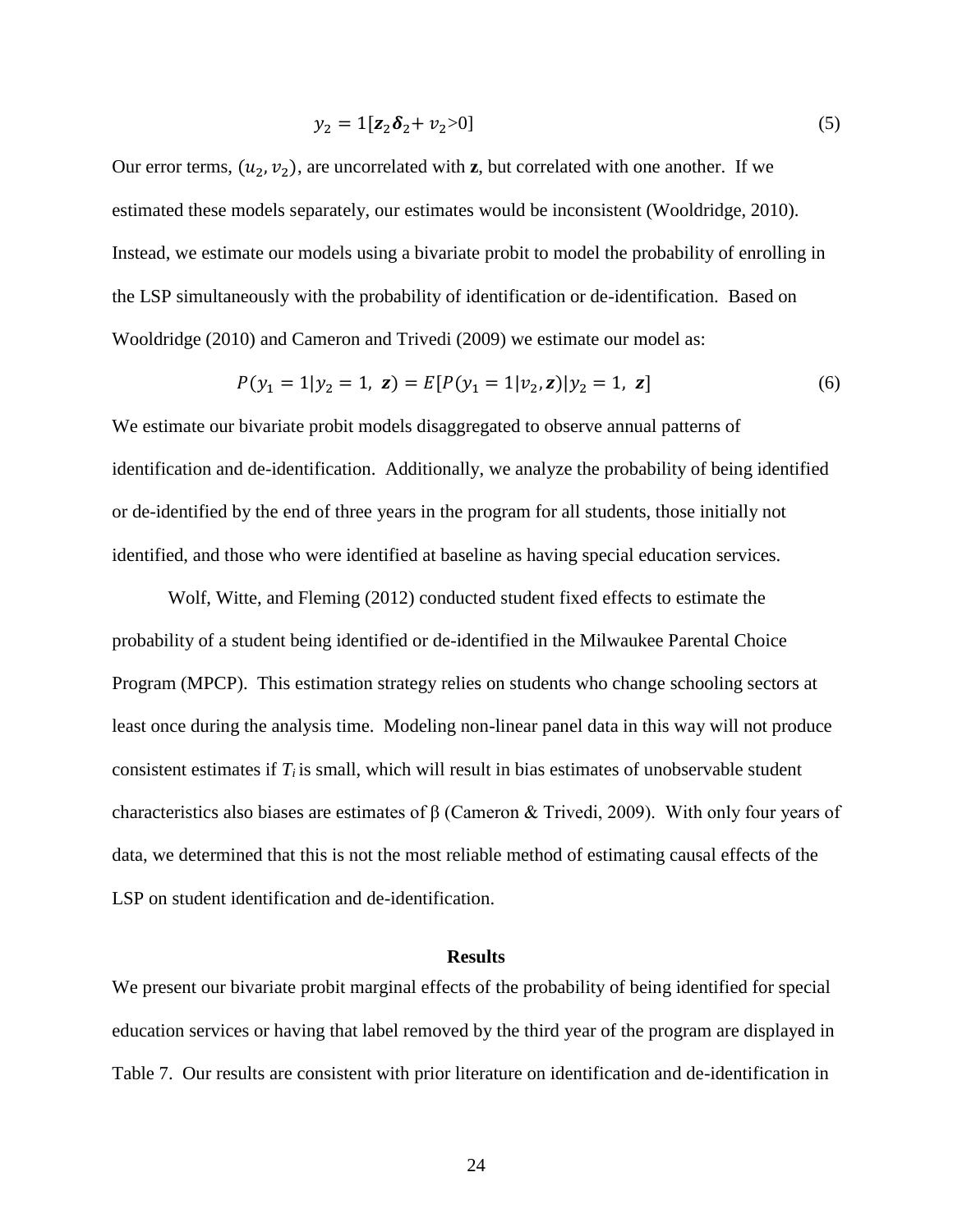$$y_2 = 1[\boldsymbol{z}_2\boldsymbol{\delta}_2 + v_2 > 0] \tag{5}$$

Our error terms, $(u_2, v_2)$, are uncorrelated with **z**, but correlated with one another. If we estimated these models separately, our estimates would be inconsistent (Wooldridge, 2010). Instead, we estimate our models using a bivariate probit to model the probability of enrolling in the LSP simultaneously with the probability of identification or de-identification. Based on Wooldridge (2010) and Cameron and Trivedi (2009) we estimate our model as:

$$P(y_1 = 1 | y_2 = 1, \boldsymbol{z}) = E[P(y_1 = 1 | v_2, \boldsymbol{z}) | y_2 = 1, \boldsymbol{z}] \tag{6}$$

We estimate our bivariate probit models disaggregated to observe annual patterns of identification and de-identification. Additionally, we analyze the probability of being identified or de-identified by the end of three years in the program for all students, those initially not identified, and those who were identified at baseline as having special education services.

Wolf, Witte, and Fleming (2012) conducted student fixed effects to estimate the probability of a student being identified or de-identified in the Milwaukee Parental Choice Program (MPCP). This estimation strategy relies on students who change schooling sectors at least once during the analysis time. Modeling non-linear panel data in this way will not produce consistent estimates if $T_i$ is small, which will result in bias estimates of unobservable student characteristics also biases are estimates of β (Cameron & Trivedi, 2009). With only four years of data, we determined that this is not the most reliable method of estimating causal effects of the LSP on student identification and de-identification.

## Results

We present our bivariate probit marginal effects of the probability of being identified for special education services or having that label removed by the third year of the program are displayed in Table 7. Our results are consistent with prior literature on identification and de-identification in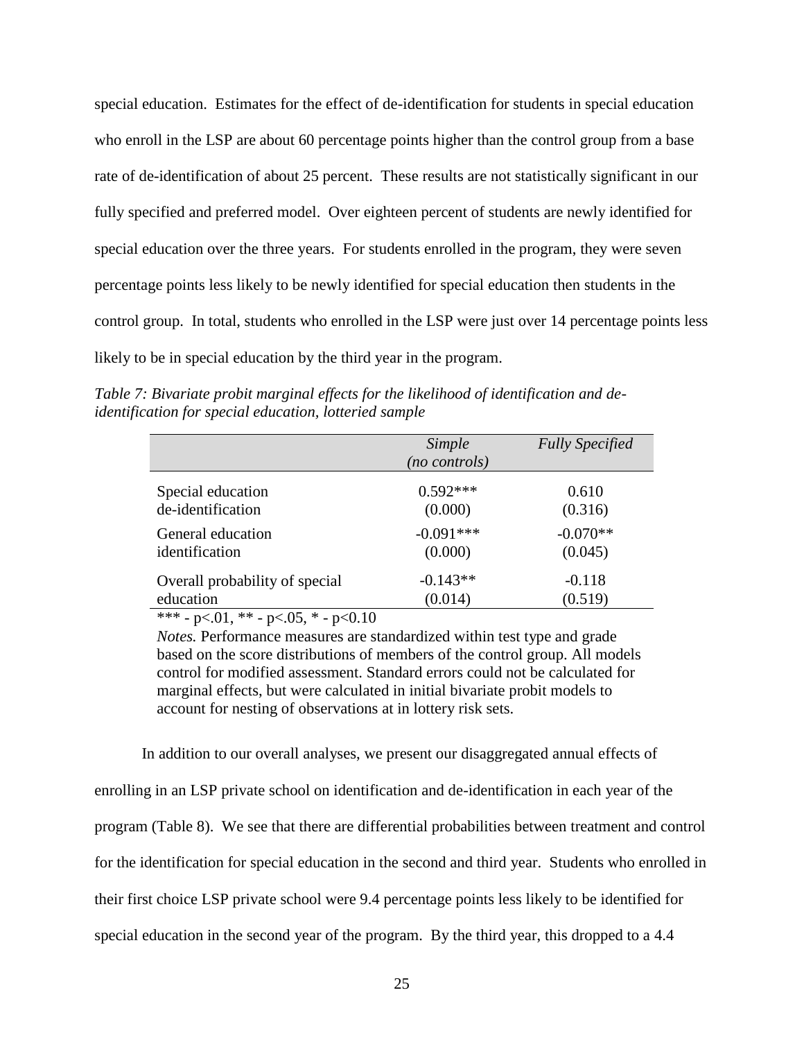special education. Estimates for the effect of de-identification for students in special education who enroll in the LSP are about 60 percentage points higher than the control group from a base rate of de-identification of about 25 percent. These results are not statistically significant in our fully specified and preferred model. Over eighteen percent of students are newly identified for special education over the three years. For students enrolled in the program, they were seven percentage points less likely to be newly identified for special education then students in the control group. In total, students who enrolled in the LSP were just over 14 percentage points less likely to be in special education by the third year in the program.

*Table 7: Bivariate probit marginal effects for the likelihood of identification and de-identification for special education, lotteried sample*

| | *Simple (no controls)* | *Fully Specified* |
|---|---|---|
| Special education de-identification | 0.592*** | 0.610 |
| | (0.000) | (0.316) |
| General education identification | -0.091*** | -0.070** |
| | (0.000) | (0.045) |
| Overall probability of special education | -0.143** | -0.118 |
| | (0.014) | (0.519) |

*** - p<.01, ** - p<.05, * - p<0.10

*Notes.* Performance measures are standardized within test type and grade based on the score distributions of members of the control group. All models control for modified assessment. Standard errors could not be calculated for marginal effects, but were calculated in initial bivariate probit models to account for nesting of observations at in lottery risk sets.

In addition to our overall analyses, we present our disaggregated annual effects of enrolling in an LSP private school on identification and de-identification in each year of the program (Table 8). We see that there are differential probabilities between treatment and control for the identification for special education in the second and third year. Students who enrolled in their first choice LSP private school were 9.4 percentage points less likely to be identified for special education in the second year of the program. By the third year, this dropped to a 4.4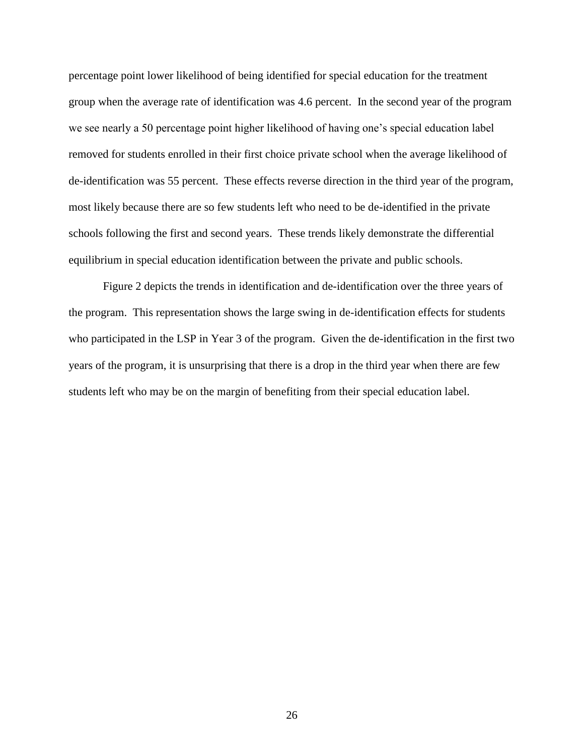percentage point lower likelihood of being identified for special education for the treatment group when the average rate of identification was 4.6 percent. In the second year of the program we see nearly a 50 percentage point higher likelihood of having one's special education label removed for students enrolled in their first choice private school when the average likelihood of de-identification was 55 percent. These effects reverse direction in the third year of the program, most likely because there are so few students left who need to be de-identified in the private schools following the first and second years. These trends likely demonstrate the differential equilibrium in special education identification between the private and public schools.

Figure 2 depicts the trends in identification and de-identification over the three years of the program. This representation shows the large swing in de-identification effects for students who participated in the LSP in Year 3 of the program. Given the de-identification in the first two years of the program, it is unsurprising that there is a drop in the third year when there are few students left who may be on the margin of benefiting from their special education label.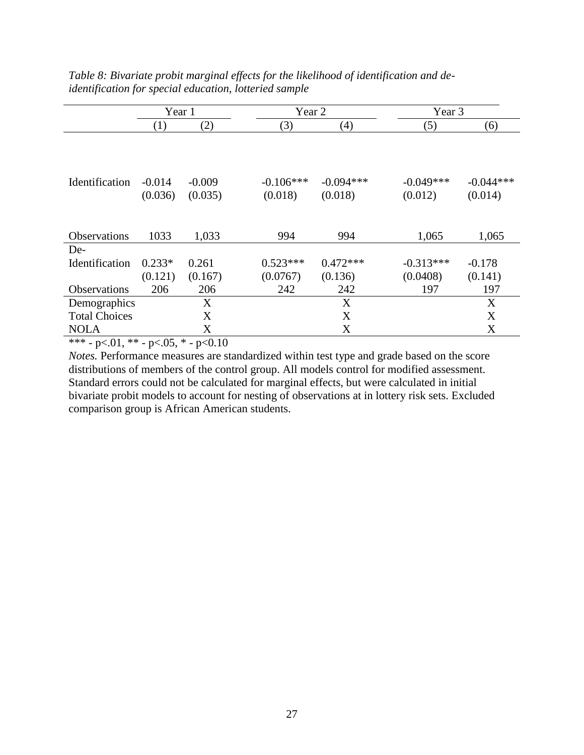*Table 8: Bivariate probit marginal effects for the likelihood of identification and de-identification for special education, lotteried sample*

| | Year 1 | | Year 2 | | Year 3 | |
|---|---|---|---|---|---|---|
| | (1) | (2) | (3) | (4) | (5) | (6) |
| Identification | -0.014 | -0.009 | -0.106*** | -0.094*** | -0.049*** | -0.044*** |
| | (0.036) | (0.035) | (0.018) | (0.018) | (0.012) | (0.014) |
| Observations | 1033 | 1,033 | 994 | 994 | 1,065 | 1,065 |
| De-Identification | 0.233* | 0.261 | 0.523*** | 0.472*** | -0.313*** | -0.178 |
| | (0.121) | (0.167) | (0.0767) | (0.136) | (0.0408) | (0.141) |
| Observations | 206 | 206 | 242 | 242 | 197 | 197 |
| Demographics | | X | | X | | X |
| Total Choices | | X | | X | | X |
| NOLA | | X | | X | | X |

*** - p<.01, ** - p<.05, * - p<0.10

*Notes.* Performance measures are standardized within test type and grade based on the score distributions of members of the control group. All models control for modified assessment. Standard errors could not be calculated for marginal effects, but were calculated in initial bivariate probit models to account for nesting of observations at in lottery risk sets. Excluded comparison group is African American students.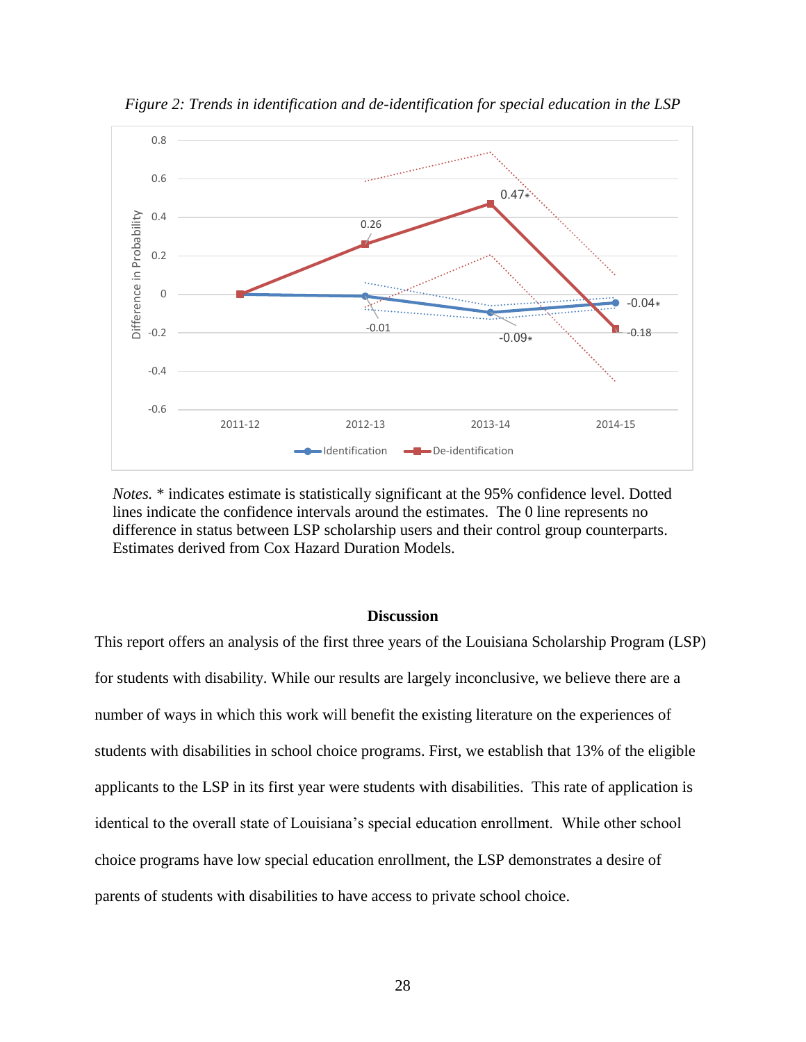*Figure 2: Trends in identification and de-identification for special education in the LSP*

*Notes.* * indicates estimate is statistically significant at the 95% confidence level. Dotted lines indicate the confidence intervals around the estimates. The 0 line represents no difference in status between LSP scholarship users and their control group counterparts. Estimates derived from Cox Hazard Duration Models.

### Discussion

This report offers an analysis of the first three years of the Louisiana Scholarship Program (LSP) for students with disability. While our results are largely inconclusive, we believe there are a number of ways in which this work will benefit the existing literature on the experiences of students with disabilities in school choice programs. First, we establish that 13% of the eligible applicants to the LSP in its first year were students with disabilities. This rate of application is identical to the overall state of Louisiana's special education enrollment. While other school choice programs have low special education enrollment, the LSP demonstrates a desire of parents of students with disabilities to have access to private school choice.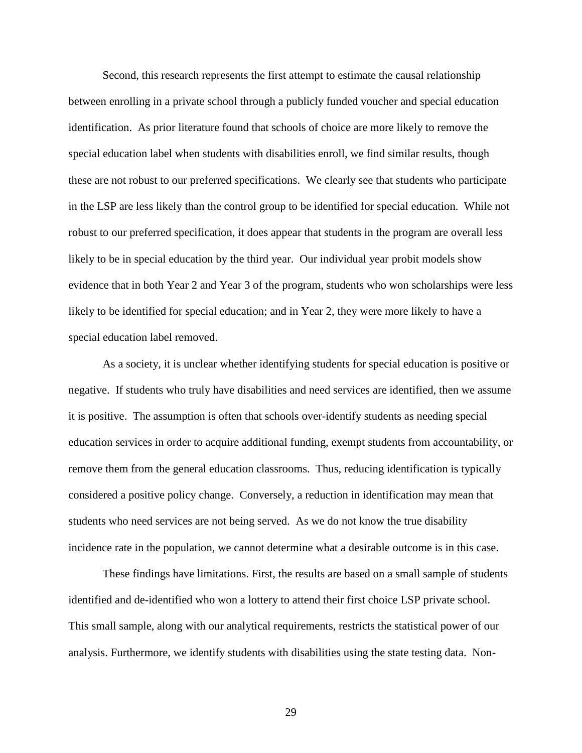Second, this research represents the first attempt to estimate the causal relationship between enrolling in a private school through a publicly funded voucher and special education identification. As prior literature found that schools of choice are more likely to remove the special education label when students with disabilities enroll, we find similar results, though these are not robust to our preferred specifications. We clearly see that students who participate in the LSP are less likely than the control group to be identified for special education. While not robust to our preferred specification, it does appear that students in the program are overall less likely to be in special education by the third year. Our individual year probit models show evidence that in both Year 2 and Year 3 of the program, students who won scholarships were less likely to be identified for special education; and in Year 2, they were more likely to have a special education label removed.

As a society, it is unclear whether identifying students for special education is positive or negative. If students who truly have disabilities and need services are identified, then we assume it is positive. The assumption is often that schools over-identify students as needing special education services in order to acquire additional funding, exempt students from accountability, or remove them from the general education classrooms. Thus, reducing identification is typically considered a positive policy change. Conversely, a reduction in identification may mean that students who need services are not being served. As we do not know the true disability incidence rate in the population, we cannot determine what a desirable outcome is in this case.

These findings have limitations. First, the results are based on a small sample of students identified and de-identified who won a lottery to attend their first choice LSP private school. This small sample, along with our analytical requirements, restricts the statistical power of our analysis. Furthermore, we identify students with disabilities using the state testing data. Non-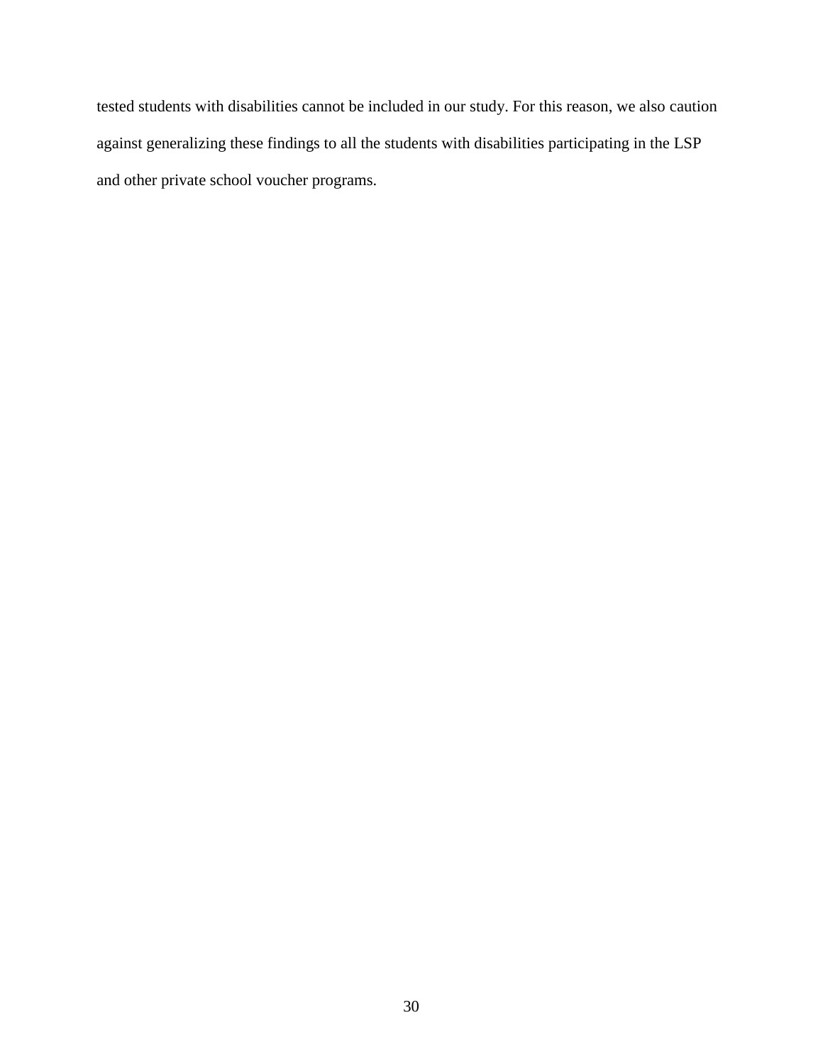tested students with disabilities cannot be included in our study. For this reason, we also caution against generalizing these findings to all the students with disabilities participating in the LSP and other private school voucher programs.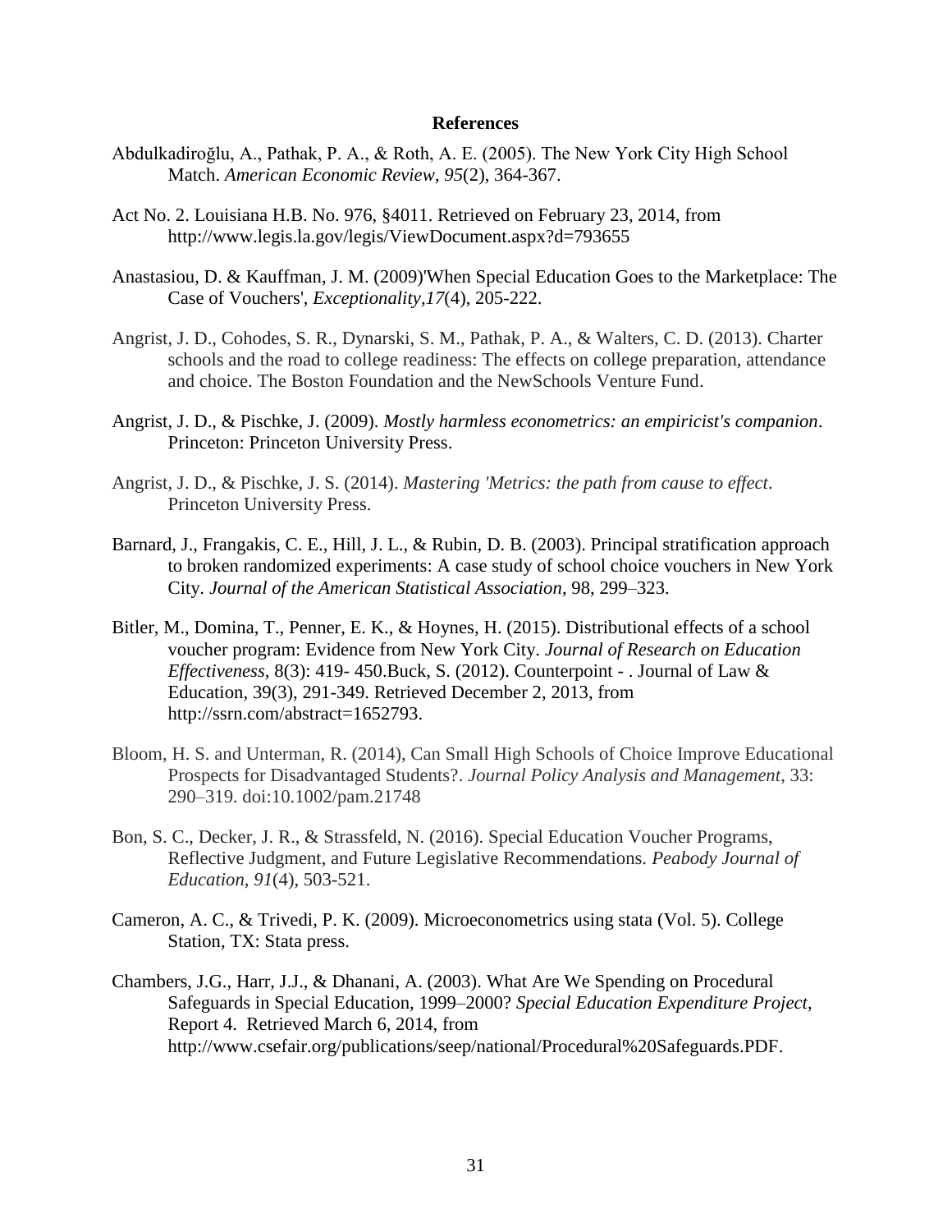# References

Abdulkadiroğlu, A., Pathak, P. A., & Roth, A. E. (2005). The New York City High School Match. *American Economic Review*, *95*(2), 364-367.

Act No. 2. Louisiana H.B. No. 976, §4011. Retrieved on February 23, 2014, from http://www.legis.la.gov/legis/ViewDocument.aspx?d=793655

Anastasiou, D. & Kauffman, J. M. (2009)'When Special Education Goes to the Marketplace: The Case of Vouchers', *Exceptionality,17*(4), 205-222.

Angrist, J. D., Cohodes, S. R., Dynarski, S. M., Pathak, P. A., & Walters, C. D. (2013). Charter schools and the road to college readiness: The effects on college preparation, attendance and choice. The Boston Foundation and the NewSchools Venture Fund.

Angrist, J. D., & Pischke, J. (2009). *Mostly harmless econometrics: an empiricist's companion*. Princeton: Princeton University Press.

Angrist, J. D., & Pischke, J. S. (2014). *Mastering 'Metrics: the path from cause to effect*. Princeton University Press.

Barnard, J., Frangakis, C. E., Hill, J. L., & Rubin, D. B. (2003). Principal stratification approach to broken randomized experiments: A case study of school choice vouchers in New York City. *Journal of the American Statistical Association*, 98, 299–323.

Bitler, M., Domina, T., Penner, E. K., & Hoynes, H. (2015). Distributional effects of a school voucher program: Evidence from New York City. *Journal of Research on Education Effectiveness*, 8(3): 419- 450.Buck, S. (2012). Counterpoint - . Journal of Law & Education, 39(3), 291-349. Retrieved December 2, 2013, from http://ssrn.com/abstract=1652793.

Bloom, H. S. and Unterman, R. (2014), Can Small High Schools of Choice Improve Educational Prospects for Disadvantaged Students?. *Journal Policy Analysis and Management*, 33: 290–319. doi:10.1002/pam.21748

Bon, S. C., Decker, J. R., & Strassfeld, N. (2016). Special Education Voucher Programs, Reflective Judgment, and Future Legislative Recommendations. *Peabody Journal of Education*, *91*(4), 503-521.

Cameron, A. C., & Trivedi, P. K. (2009). Microeconometrics using stata (Vol. 5). College Station, TX: Stata press.

Chambers, J.G., Harr, J.J., & Dhanani, A. (2003). What Are We Spending on Procedural Safeguards in Special Education, 1999–2000? *Special Education Expenditure Project*, Report 4. Retrieved March 6, 2014, from http://www.csefair.org/publications/seep/national/Procedural%20Safeguards.PDF.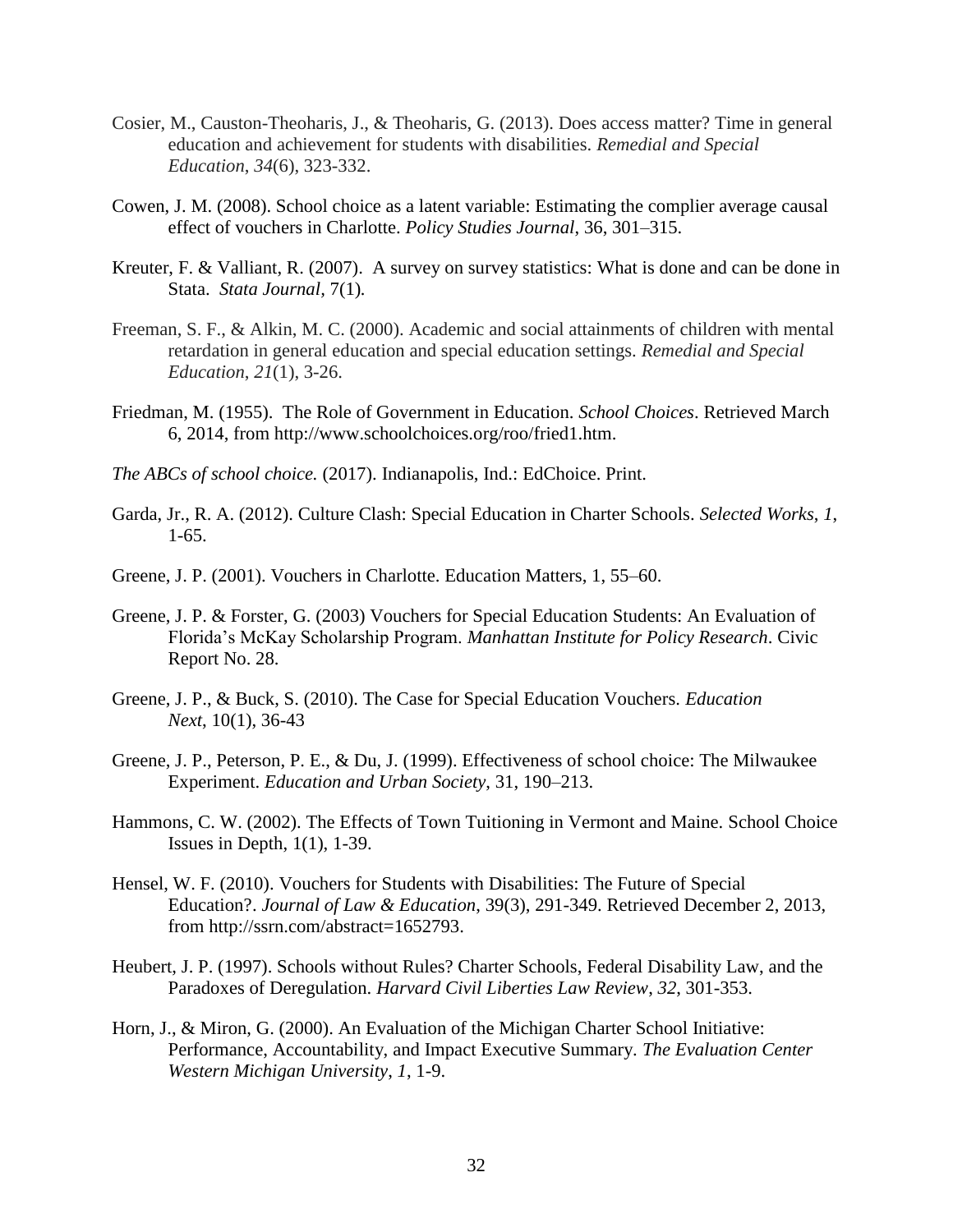Cosier, M., Causton-Theoharis, J., & Theoharis, G. (2013). Does access matter? Time in general education and achievement for students with disabilities. *Remedial and Special Education*, *34*(6), 323-332.

Cowen, J. M. (2008). School choice as a latent variable: Estimating the complier average causal effect of vouchers in Charlotte. *Policy Studies Journal*, 36, 301–315.

Kreuter, F. & Valliant, R. (2007). A survey on survey statistics: What is done and can be done in Stata. *Stata Journal*, 7(1)*.*

Freeman, S. F., & Alkin, M. C. (2000). Academic and social attainments of children with mental retardation in general education and special education settings. *Remedial and Special Education*, *21*(1), 3-26.

Friedman, M. (1955). The Role of Government in Education. *School Choices*. Retrieved March 6, 2014, from http://www.schoolchoices.org/roo/fried1.htm.

*The ABCs of school choice.* (2017). Indianapolis, Ind.: EdChoice. Print.

Garda, Jr., R. A. (2012). Culture Clash: Special Education in Charter Schools. *Selected Works*, *1*, 1-65.

Greene, J. P. (2001). Vouchers in Charlotte. Education Matters, 1, 55–60.

Greene, J. P. & Forster, G. (2003) Vouchers for Special Education Students: An Evaluation of Florida's McKay Scholarship Program. *Manhattan Institute for Policy Research*. Civic Report No. 28.

Greene, J. P., & Buck, S. (2010). The Case for Special Education Vouchers. *Education Next*, 10(1), 36-43

Greene, J. P., Peterson, P. E., & Du, J. (1999). Effectiveness of school choice: The Milwaukee Experiment. *Education and Urban Society*, 31, 190–213.

Hammons, C. W. (2002). The Effects of Town Tuitioning in Vermont and Maine. School Choice Issues in Depth, 1(1), 1-39.

Hensel, W. F. (2010). Vouchers for Students with Disabilities: The Future of Special Education?. *Journal of Law & Education*, 39(3), 291-349. Retrieved December 2, 2013, from http://ssrn.com/abstract=1652793.

Heubert, J. P. (1997). Schools without Rules? Charter Schools, Federal Disability Law, and the Paradoxes of Deregulation. *Harvard Civil Liberties Law Review*, *32*, 301-353.

Horn, J., & Miron, G. (2000). An Evaluation of the Michigan Charter School Initiative: Performance, Accountability, and Impact Executive Summary. *The Evaluation Center Western Michigan University*, *1*, 1-9.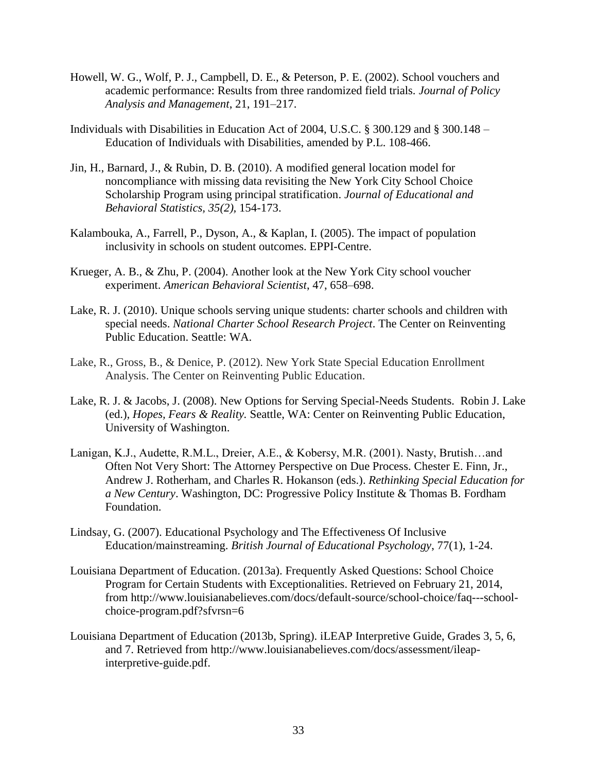Howell, W. G., Wolf, P. J., Campbell, D. E., & Peterson, P. E. (2002). School vouchers and academic performance: Results from three randomized field trials. *Journal of Policy Analysis and Management*, 21, 191–217.

Individuals with Disabilities in Education Act of 2004, U.S.C. § 300.129 and § 300.148 – Education of Individuals with Disabilities, amended by P.L. 108-466.

Jin, H., Barnard, J., & Rubin, D. B. (2010). A modified general location model for noncompliance with missing data revisiting the New York City School Choice Scholarship Program using principal stratification. *Journal of Educational and Behavioral Statistics, 35(2),* 154-173.

Kalambouka, A., Farrell, P., Dyson, A., & Kaplan, I. (2005). The impact of population inclusivity in schools on student outcomes. EPPI-Centre.

Krueger, A. B., & Zhu, P. (2004). Another look at the New York City school voucher experiment. *American Behavioral Scientist*, 47, 658–698.

Lake, R. J. (2010). Unique schools serving unique students: charter schools and children with special needs. *National Charter School Research Project*. The Center on Reinventing Public Education. Seattle: WA.

Lake, R., Gross, B., & Denice, P. (2012). New York State Special Education Enrollment Analysis. The Center on Reinventing Public Education.

Lake, R. J. & Jacobs, J. (2008). New Options for Serving Special-Needs Students. Robin J. Lake (ed.), *Hopes, Fears & Reality.* Seattle, WA: Center on Reinventing Public Education, University of Washington.

Lanigan, K.J., Audette, R.M.L., Dreier, A.E., & Kobersy, M.R. (2001). Nasty, Brutish…and Often Not Very Short: The Attorney Perspective on Due Process. Chester E. Finn, Jr., Andrew J. Rotherham, and Charles R. Hokanson (eds.). *Rethinking Special Education for a New Century*. Washington, DC: Progressive Policy Institute & Thomas B. Fordham Foundation.

Lindsay, G. (2007). Educational Psychology and The Effectiveness Of Inclusive Education/mainstreaming. *British Journal of Educational Psychology*, 77(1), 1-24.

Louisiana Department of Education. (2013a). Frequently Asked Questions: School Choice Program for Certain Students with Exceptionalities. Retrieved on February 21, 2014, from http://www.louisianabelieves.com/docs/default-source/school-choice/faq---school-choice-program.pdf?sfvrsn=6

Louisiana Department of Education (2013b, Spring). iLEAP Interpretive Guide, Grades 3, 5, 6, and 7. Retrieved from http://www.louisianabelieves.com/docs/assessment/ileap-interpretive-guide.pdf.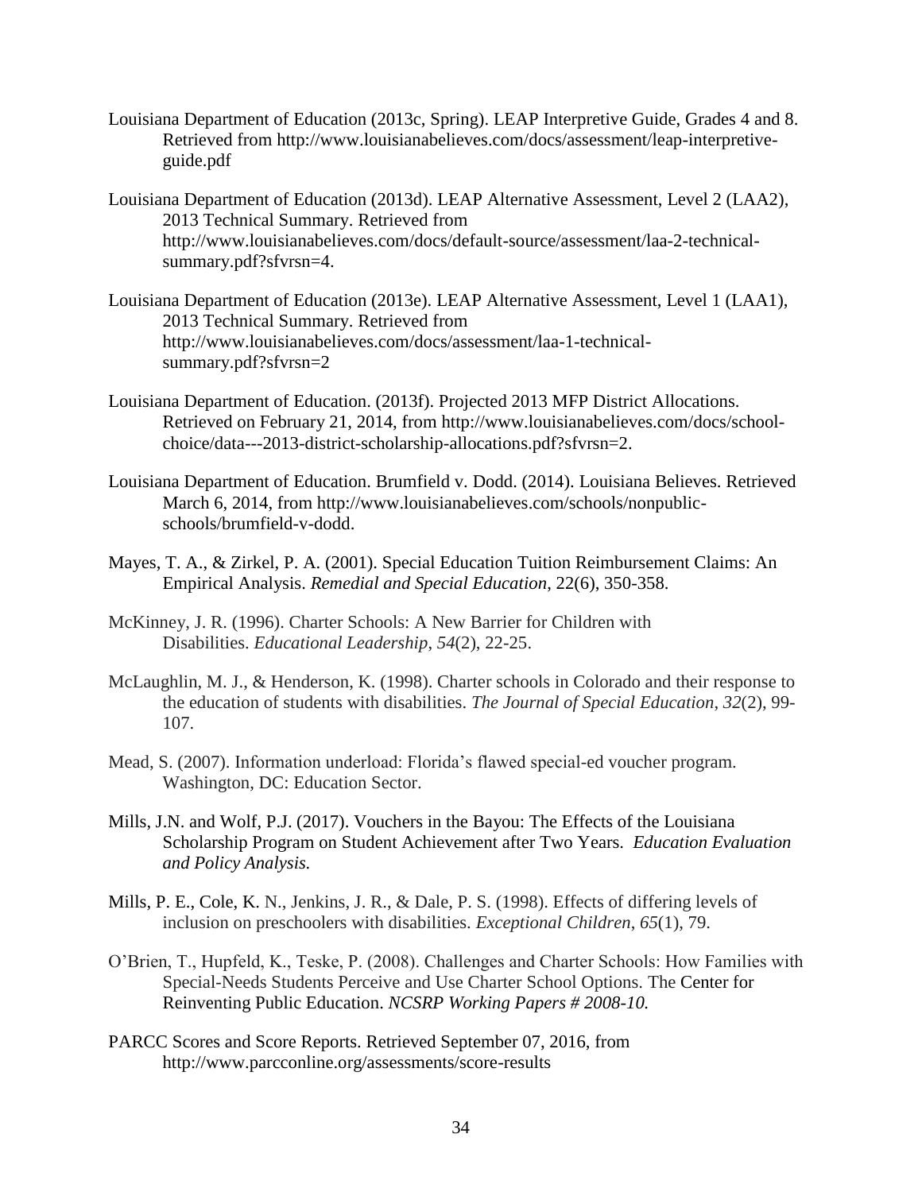Louisiana Department of Education (2013c, Spring). LEAP Interpretive Guide, Grades 4 and 8. Retrieved from http://www.louisianabelieves.com/docs/assessment/leap-interpretive-guide.pdf

Louisiana Department of Education (2013d). LEAP Alternative Assessment, Level 2 (LAA2), 2013 Technical Summary. Retrieved from http://www.louisianabelieves.com/docs/default-source/assessment/laa-2-technical-summary.pdf?sfvrsn=4.

Louisiana Department of Education (2013e). LEAP Alternative Assessment, Level 1 (LAA1), 2013 Technical Summary. Retrieved from http://www.louisianabelieves.com/docs/assessment/laa-1-technical-summary.pdf?sfvrsn=2

Louisiana Department of Education. (2013f). Projected 2013 MFP District Allocations. Retrieved on February 21, 2014, from http://www.louisianabelieves.com/docs/school-choice/data---2013-district-scholarship-allocations.pdf?sfvrsn=2.

Louisiana Department of Education. Brumfield v. Dodd. (2014). Louisiana Believes. Retrieved March 6, 2014, from http://www.louisianabelieves.com/schools/nonpublic-schools/brumfield-v-dodd.

Mayes, T. A., & Zirkel, P. A. (2001). Special Education Tuition Reimbursement Claims: An Empirical Analysis. *Remedial and Special Education*, 22(6), 350-358.

McKinney, J. R. (1996). Charter Schools: A New Barrier for Children with Disabilities. *Educational Leadership*, *54*(2), 22-25.

McLaughlin, M. J., & Henderson, K. (1998). Charter schools in Colorado and their response to the education of students with disabilities. *The Journal of Special Education*, *32*(2), 99-107.

Mead, S. (2007). Information underload: Florida's flawed special-ed voucher program. Washington, DC: Education Sector.

Mills, J.N. and Wolf, P.J. (2017). Vouchers in the Bayou: The Effects of the Louisiana Scholarship Program on Student Achievement after Two Years. *Education Evaluation and Policy Analysis.*

Mills, P. E., Cole, K. N., Jenkins, J. R., & Dale, P. S. (1998). Effects of differing levels of inclusion on preschoolers with disabilities. *Exceptional Children*, *65*(1), 79.

O'Brien, T., Hupfeld, K., Teske, P. (2008). Challenges and Charter Schools: How Families with Special-Needs Students Perceive and Use Charter School Options. The Center for Reinventing Public Education. *NCSRP Working Papers # 2008-10.*

PARCC Scores and Score Reports. Retrieved September 07, 2016, from http://www.parcconline.org/assessments/score-results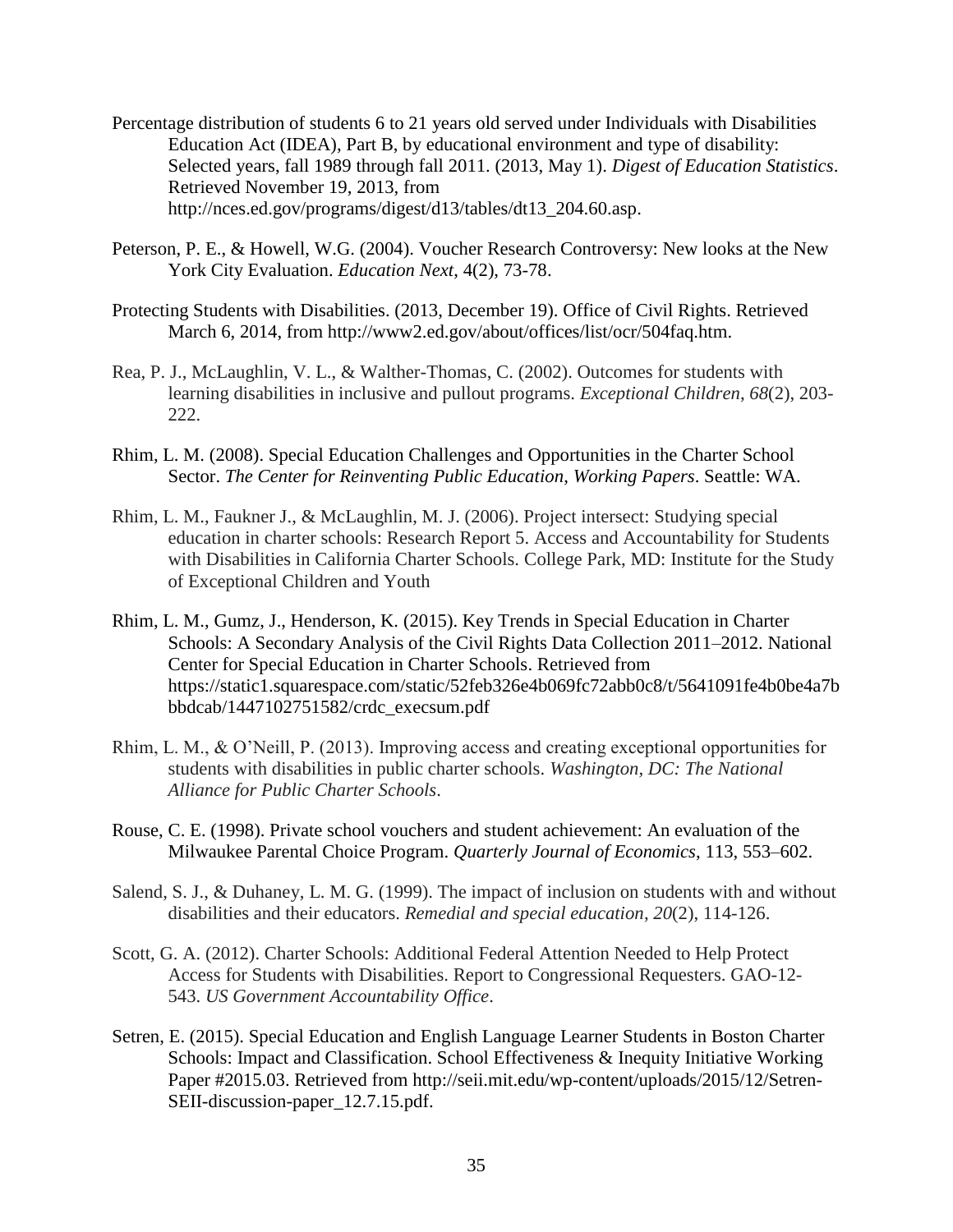Percentage distribution of students 6 to 21 years old served under Individuals with Disabilities Education Act (IDEA), Part B, by educational environment and type of disability: Selected years, fall 1989 through fall 2011. (2013, May 1). *Digest of Education Statistics*. Retrieved November 19, 2013, from http://nces.ed.gov/programs/digest/d13/tables/dt13_204.60.asp.

Peterson, P. E., & Howell, W.G. (2004). Voucher Research Controversy: New looks at the New York City Evaluation. *Education Next,* 4(2), 73-78.

Protecting Students with Disabilities. (2013, December 19). Office of Civil Rights. Retrieved March 6, 2014, from http://www2.ed.gov/about/offices/list/ocr/504faq.htm.

Rea, P. J., McLaughlin, V. L., & Walther-Thomas, C. (2002). Outcomes for students with learning disabilities in inclusive and pullout programs. *Exceptional Children*, *68*(2), 203-222.

Rhim, L. M. (2008). Special Education Challenges and Opportunities in the Charter School Sector. *The Center for Reinventing Public Education, Working Papers*. Seattle: WA.

Rhim, L. M., Faukner J., & McLaughlin, M. J. (2006). Project intersect: Studying special education in charter schools: Research Report 5. Access and Accountability for Students with Disabilities in California Charter Schools. College Park, MD: Institute for the Study of Exceptional Children and Youth

Rhim, L. M., Gumz, J., Henderson, K. (2015). Key Trends in Special Education in Charter Schools: A Secondary Analysis of the Civil Rights Data Collection 2011–2012. National Center for Special Education in Charter Schools. Retrieved from https://static1.squarespace.com/static/52feb326e4b069fc72abb0c8/t/5641091fe4b0be4a7bbbdcab/1447102751582/crdc_execsum.pdf

Rhim, L. M., & O'Neill, P. (2013). Improving access and creating exceptional opportunities for students with disabilities in public charter schools. *Washington, DC: The National Alliance for Public Charter Schools*.

Rouse, C. E. (1998). Private school vouchers and student achievement: An evaluation of the Milwaukee Parental Choice Program. *Quarterly Journal of Economics*, 113, 553–602.

Salend, S. J., & Duhaney, L. M. G. (1999). The impact of inclusion on students with and without disabilities and their educators. *Remedial and special education*, *20*(2), 114-126.

Scott, G. A. (2012). Charter Schools: Additional Federal Attention Needed to Help Protect Access for Students with Disabilities. Report to Congressional Requesters. GAO-12-543. *US Government Accountability Office*.

Setren, E. (2015). Special Education and English Language Learner Students in Boston Charter Schools: Impact and Classification. School Effectiveness & Inequity Initiative Working Paper #2015.03. Retrieved from http://seii.mit.edu/wp-content/uploads/2015/12/Setren-SEII-discussion-paper_12.7.15.pdf.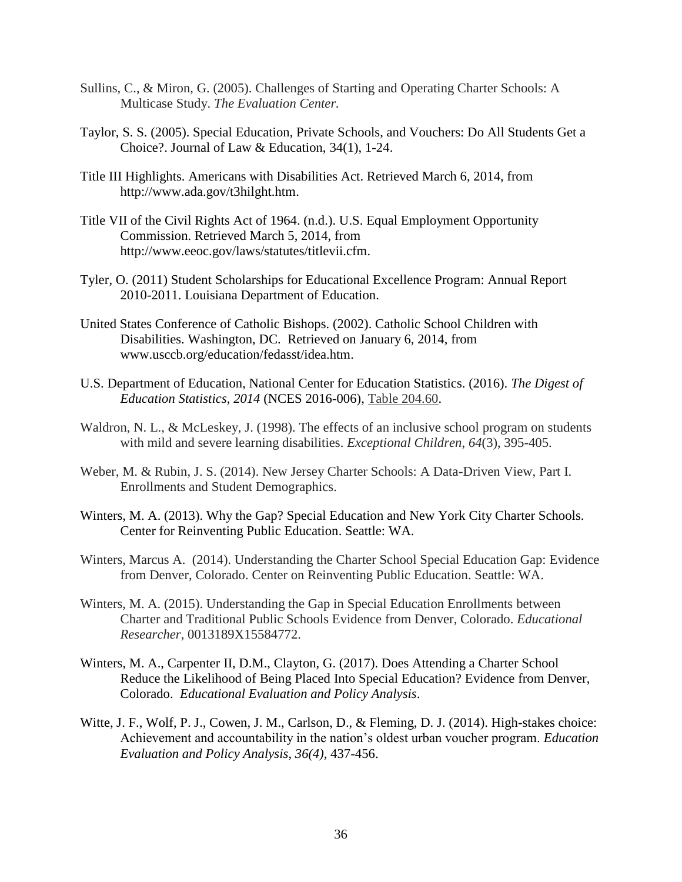Sullins, C., & Miron, G. (2005). Challenges of Starting and Operating Charter Schools: A Multicase Study. *The Evaluation Center.*

Taylor, S. S. (2005). Special Education, Private Schools, and Vouchers: Do All Students Get a Choice?. Journal of Law & Education, 34(1), 1-24.

Title III Highlights. Americans with Disabilities Act. Retrieved March 6, 2014, from http://www.ada.gov/t3hilght.htm.

Title VII of the Civil Rights Act of 1964. (n.d.). U.S. Equal Employment Opportunity Commission. Retrieved March 5, 2014, from http://www.eeoc.gov/laws/statutes/titlevii.cfm.

Tyler, O. (2011) Student Scholarships for Educational Excellence Program: Annual Report 2010-2011. Louisiana Department of Education.

United States Conference of Catholic Bishops. (2002). Catholic School Children with Disabilities. Washington, DC. Retrieved on January 6, 2014, from www.usccb.org/education/fedasst/idea.htm.

U.S. Department of Education, National Center for Education Statistics. (2016). *The Digest of Education Statistics, 2014* (NCES 2016-006), Table 204.60.

Waldron, N. L., & McLeskey, J. (1998). The effects of an inclusive school program on students with mild and severe learning disabilities. *Exceptional Children*, *64*(3), 395-405.

Weber, M. & Rubin, J. S. (2014). New Jersey Charter Schools: A Data-Driven View, Part I. Enrollments and Student Demographics.

Winters, M. A. (2013). Why the Gap? Special Education and New York City Charter Schools. Center for Reinventing Public Education. Seattle: WA.

Winters, Marcus A. (2014). Understanding the Charter School Special Education Gap: Evidence from Denver, Colorado. Center on Reinventing Public Education. Seattle: WA.

Winters, M. A. (2015). Understanding the Gap in Special Education Enrollments between Charter and Traditional Public Schools Evidence from Denver, Colorado. *Educational Researcher*, 0013189X15584772.

Winters, M. A., Carpenter II, D.M., Clayton, G. (2017). Does Attending a Charter School Reduce the Likelihood of Being Placed Into Special Education? Evidence from Denver, Colorado. *Educational Evaluation and Policy Analysis*.

Witte, J. F., Wolf, P. J., Cowen, J. M., Carlson, D., & Fleming, D. J. (2014). High-stakes choice: Achievement and accountability in the nation's oldest urban voucher program. *Education Evaluation and Policy Analysis*, *36(4)*, 437-456.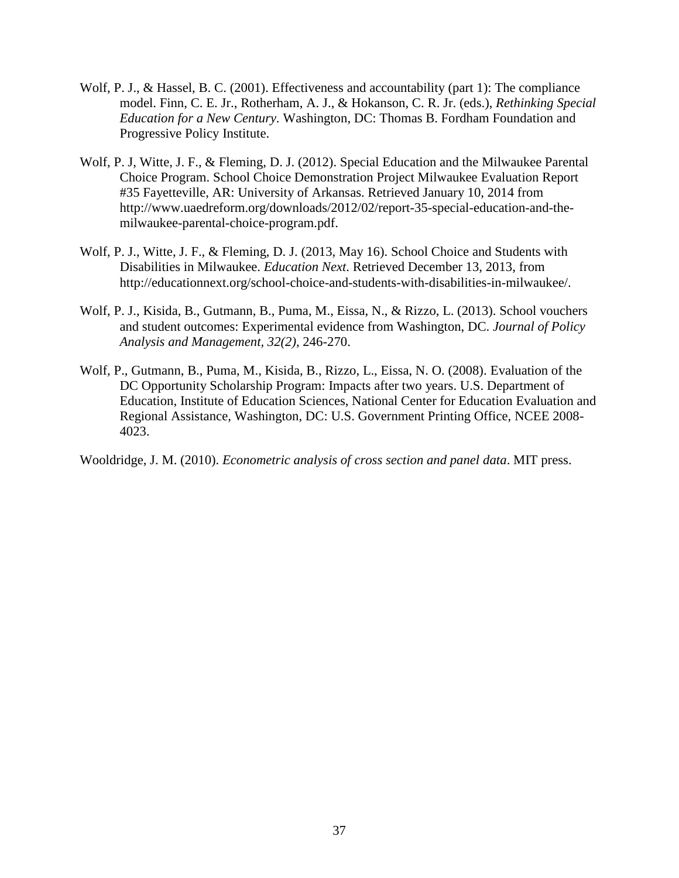Wolf, P. J., & Hassel, B. C. (2001). Effectiveness and accountability (part 1): The compliance model. Finn, C. E. Jr., Rotherham, A. J., & Hokanson, C. R. Jr. (eds.), *Rethinking Special Education for a New Century*. Washington, DC: Thomas B. Fordham Foundation and Progressive Policy Institute.

Wolf, P. J, Witte, J. F., & Fleming, D. J. (2012). Special Education and the Milwaukee Parental Choice Program. School Choice Demonstration Project Milwaukee Evaluation Report #35 Fayetteville, AR: University of Arkansas. Retrieved January 10, 2014 from http://www.uaedreform.org/downloads/2012/02/report-35-special-education-and-the-milwaukee-parental-choice-program.pdf.

Wolf, P. J., Witte, J. F., & Fleming, D. J. (2013, May 16). School Choice and Students with Disabilities in Milwaukee. *Education Next*. Retrieved December 13, 2013, from http://educationnext.org/school-choice-and-students-with-disabilities-in-milwaukee/.

Wolf, P. J., Kisida, B., Gutmann, B., Puma, M., Eissa, N., & Rizzo, L. (2013). School vouchers and student outcomes: Experimental evidence from Washington, DC. *Journal of Policy Analysis and Management, 32(2)*, 246-270.

Wolf, P., Gutmann, B., Puma, M., Kisida, B., Rizzo, L., Eissa, N. O. (2008). Evaluation of the DC Opportunity Scholarship Program: Impacts after two years. U.S. Department of Education, Institute of Education Sciences, National Center for Education Evaluation and Regional Assistance, Washington, DC: U.S. Government Printing Office, NCEE 2008-4023.

Wooldridge, J. M. (2010). *Econometric analysis of cross section and panel data*. MIT press.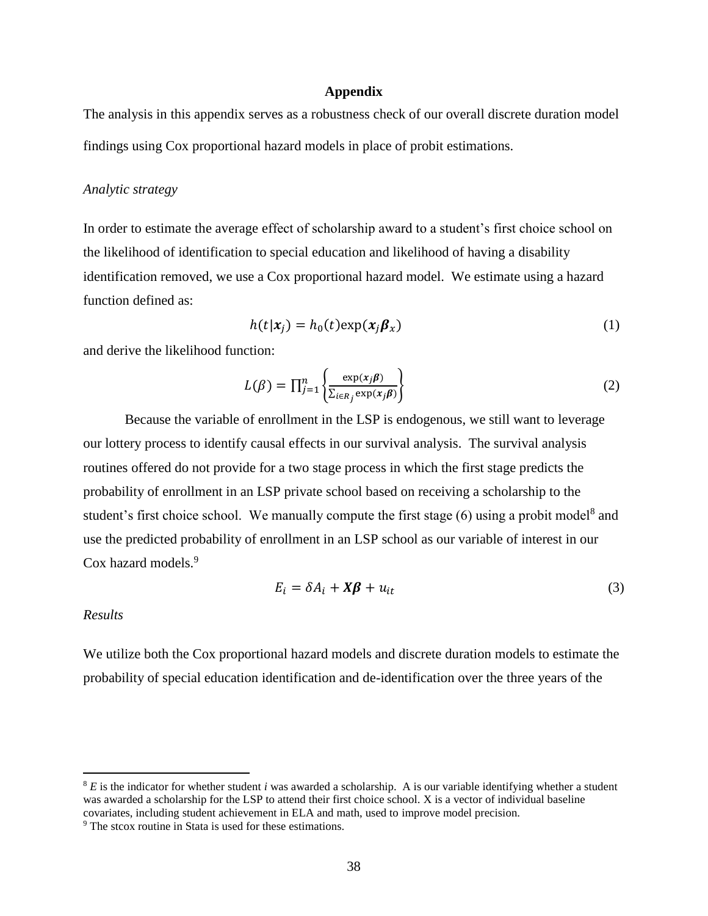## Appendix

The analysis in this appendix serves as a robustness check of our overall discrete duration model findings using Cox proportional hazard models in place of probit estimations.

*Analytic strategy*

In order to estimate the average effect of scholarship award to a student's first choice school on the likelihood of identification to special education and likelihood of having a disability identification removed, we use a Cox proportional hazard model. We estimate using a hazard function defined as:

$$h(t|\boldsymbol{x}_j) = h_0(t)\exp(\boldsymbol{x}_j\boldsymbol{\beta}_x) \tag{1}$$

and derive the likelihood function:

$$L(\beta) = \prod_{j=1}^{n}\left\{\frac{\exp(\boldsymbol{x}_j\boldsymbol{\beta})}{\sum_{i\in R_j}\exp(\boldsymbol{x}_j\boldsymbol{\beta})}\right\} \tag{2}$$

Because the variable of enrollment in the LSP is endogenous, we still want to leverage our lottery process to identify causal effects in our survival analysis. The survival analysis routines offered do not provide for a two stage process in which the first stage predicts the probability of enrollment in an LSP private school based on receiving a scholarship to the student's first choice school. We manually compute the first stage (6) using a probit model[8] and use the predicted probability of enrollment in an LSP school as our variable of interest in our Cox hazard models.[9]

$$E_i = \delta A_i + \boldsymbol{X\beta} + u_{it} \tag{3}$$

*Results*

We utilize both the Cox proportional hazard models and discrete duration models to estimate the probability of special education identification and de-identification over the three years of the

---

[8] *E* is the indicator for whether student *i* was awarded a scholarship. A is our variable identifying whether a student was awarded a scholarship for the LSP to attend their first choice school. X is a vector of individual baseline covariates, including student achievement in ELA and math, used to improve model precision.

[9] The stcox routine in Stata is used for these estimations.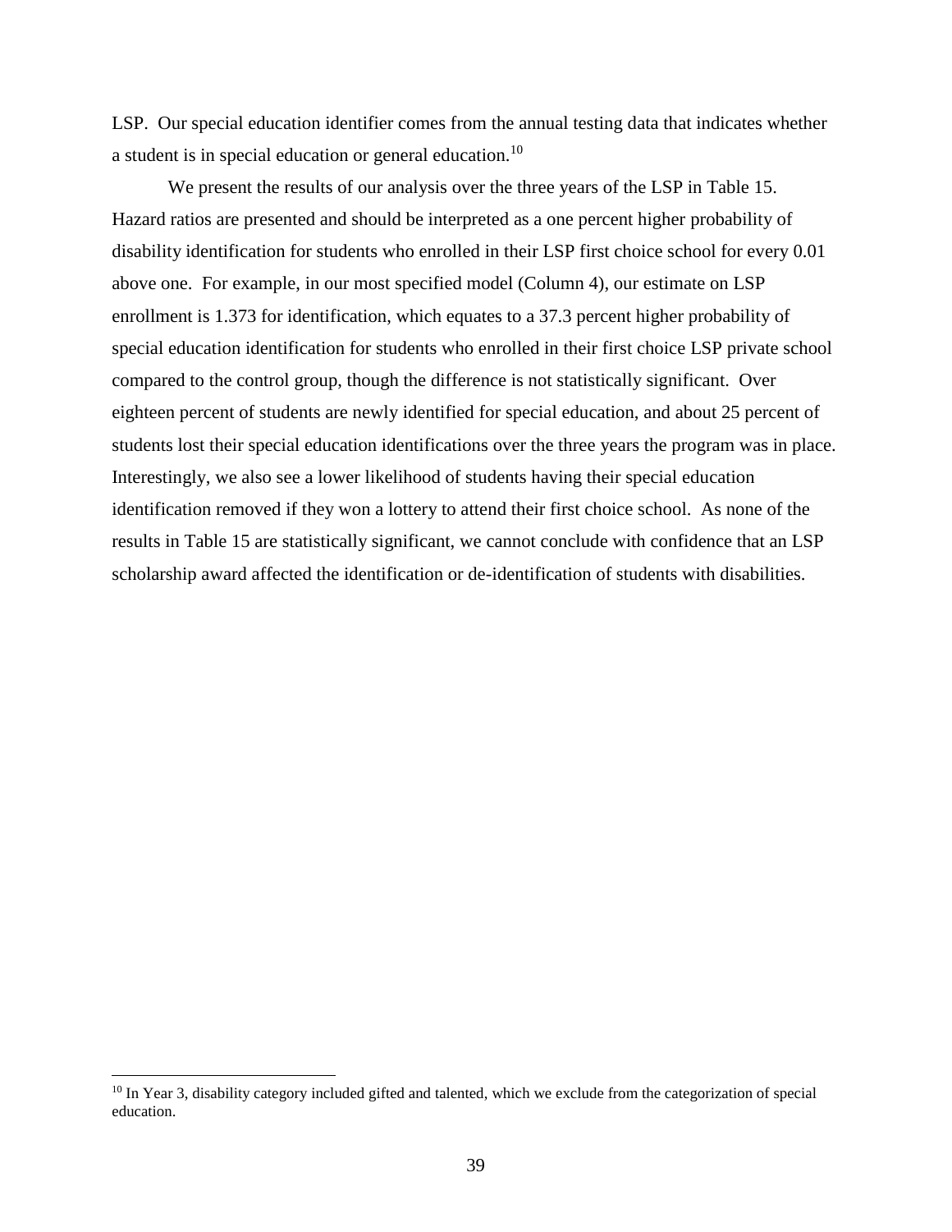LSP. Our special education identifier comes from the annual testing data that indicates whether a student is in special education or general education.[10]

We present the results of our analysis over the three years of the LSP in Table 15. Hazard ratios are presented and should be interpreted as a one percent higher probability of disability identification for students who enrolled in their LSP first choice school for every 0.01 above one. For example, in our most specified model (Column 4), our estimate on LSP enrollment is 1.373 for identification, which equates to a 37.3 percent higher probability of special education identification for students who enrolled in their first choice LSP private school compared to the control group, though the difference is not statistically significant. Over eighteen percent of students are newly identified for special education, and about 25 percent of students lost their special education identifications over the three years the program was in place. Interestingly, we also see a lower likelihood of students having their special education identification removed if they won a lottery to attend their first choice school. As none of the results in Table 15 are statistically significant, we cannot conclude with confidence that an LSP scholarship award affected the identification or de-identification of students with disabilities.

[10] In Year 3, disability category included gifted and talented, which we exclude from the categorization of special education.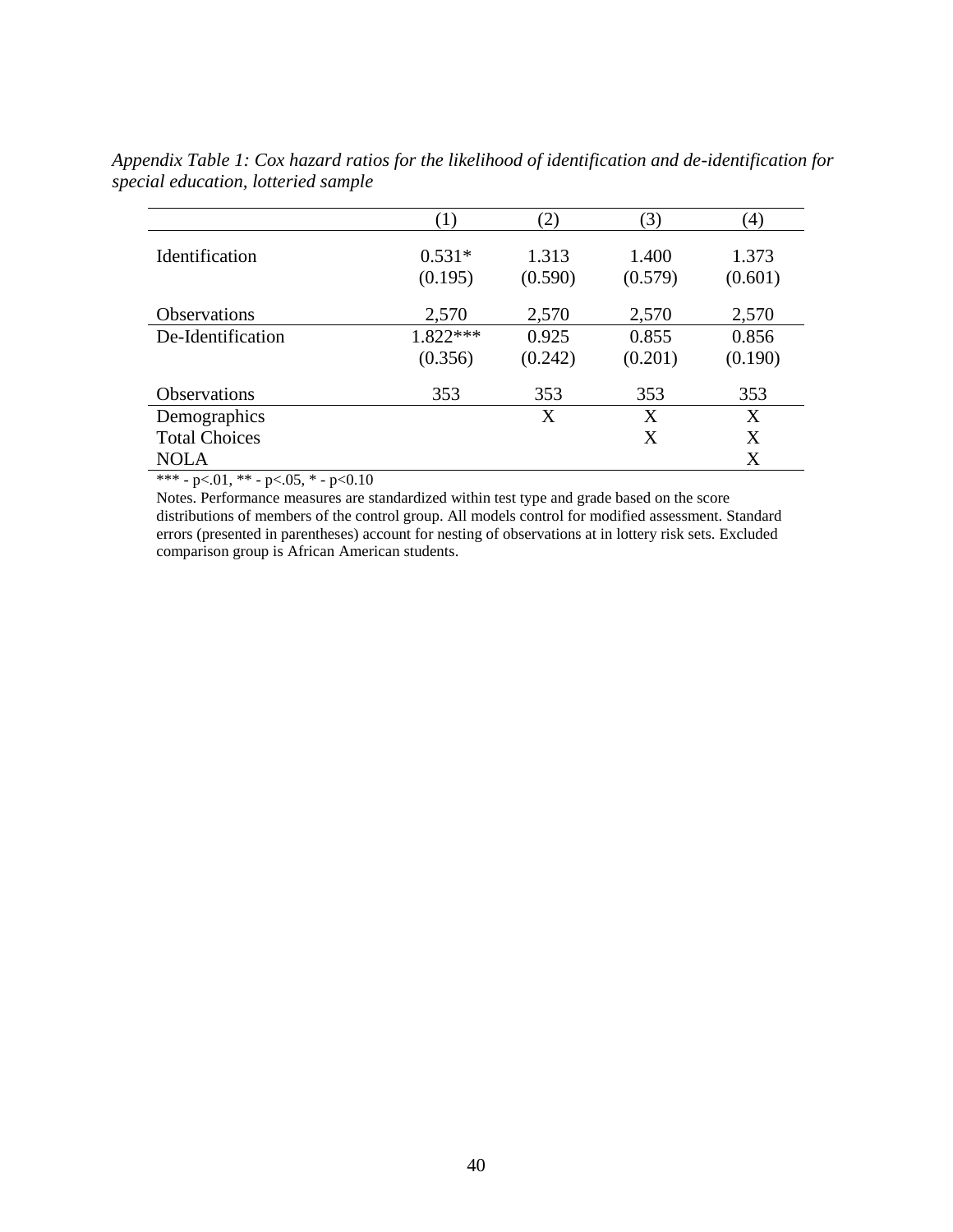*Appendix Table 1: Cox hazard ratios for the likelihood of identification and de-identification for special education, lotteried sample*

| | (1) | (2) | (3) | (4) |
|---|---|---|---|---|
| Identification | 0.531* | 1.313 | 1.400 | 1.373 |
| | (0.195) | (0.590) | (0.579) | (0.601) |
| Observations | 2,570 | 2,570 | 2,570 | 2,570 |
| De-Identification | 1.822*** | 0.925 | 0.855 | 0.856 |
| | (0.356) | (0.242) | (0.201) | (0.190) |
| Observations | 353 | 353 | 353 | 353 |
| Demographics | | X | X | X |
| Total Choices | | | X | X |
| NOLA | | | | X |

*** - p<.01, ** - p<.05, * - p<0.10

Notes. Performance measures are standardized within test type and grade based on the score distributions of members of the control group. All models control for modified assessment. Standard errors (presented in parentheses) account for nesting of observations at in lottery risk sets. Excluded comparison group is African American students.